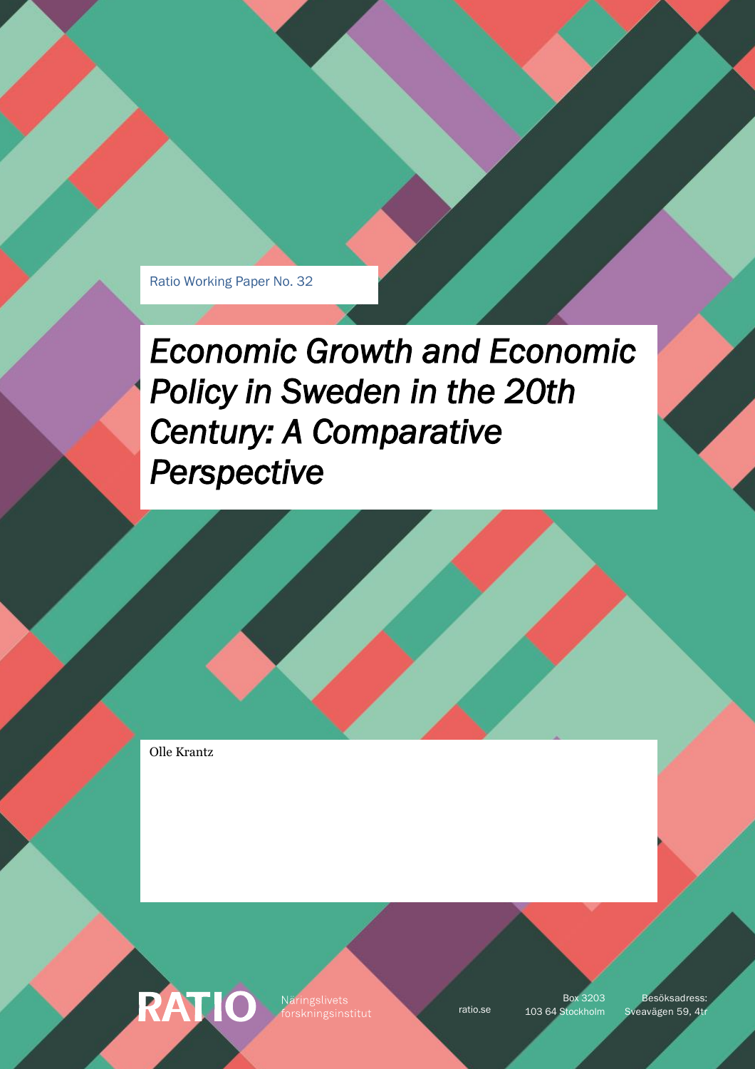Ratio Working Paper No. 32

# *Economic Growth and Economic Policy in Sweden in the 20th Century: A Comparative Perspective*

Olle Krantz

RATIO Näringslivets forskningsinstitut

ratio.se

Box 3203
103 64 Stockholm

Besöksadress:
Sveavägen 59, 4tr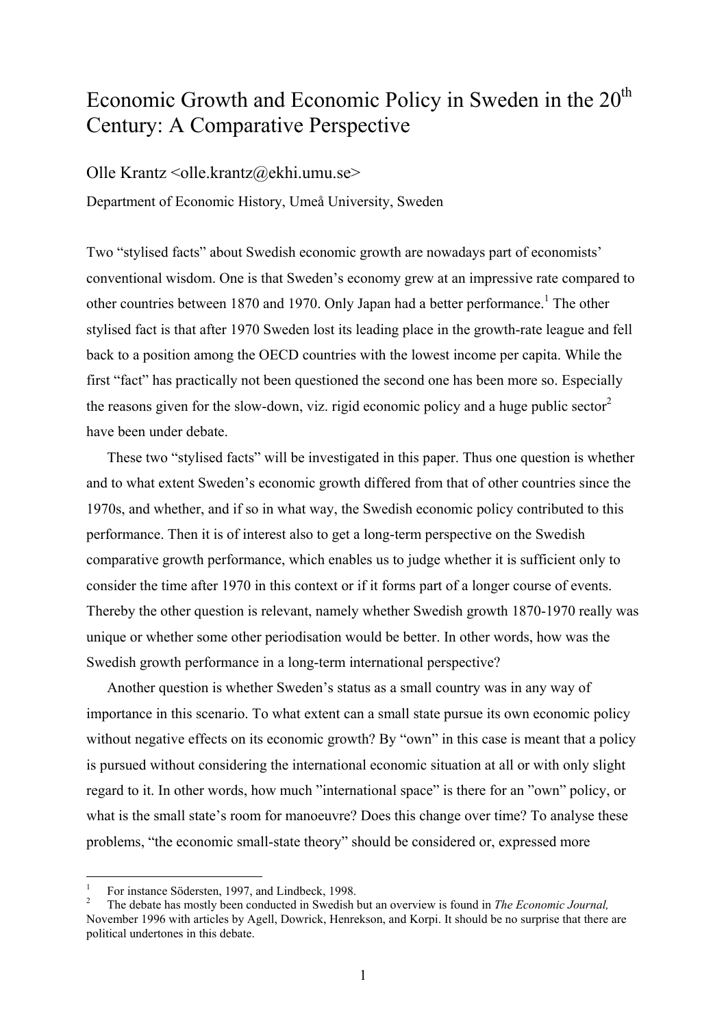# Economic Growth and Economic Policy in Sweden in the 20th Century: A Comparative Perspective

Olle Krantz <olle.krantz@ekhi.umu.se>

Department of Economic History, Umeå University, Sweden

Two "stylised facts" about Swedish economic growth are nowadays part of economists' conventional wisdom. One is that Sweden's economy grew at an impressive rate compared to other countries between 1870 and 1970. Only Japan had a better performance.[1] The other stylised fact is that after 1970 Sweden lost its leading place in the growth-rate league and fell back to a position among the OECD countries with the lowest income per capita. While the first "fact" has practically not been questioned the second one has been more so. Especially the reasons given for the slow-down, viz. rigid economic policy and a huge public sector[2] have been under debate.

These two "stylised facts" will be investigated in this paper. Thus one question is whether and to what extent Sweden's economic growth differed from that of other countries since the 1970s, and whether, and if so in what way, the Swedish economic policy contributed to this performance. Then it is of interest also to get a long-term perspective on the Swedish comparative growth performance, which enables us to judge whether it is sufficient only to consider the time after 1970 in this context or if it forms part of a longer course of events. Thereby the other question is relevant, namely whether Swedish growth 1870-1970 really was unique or whether some other periodisation would be better. In other words, how was the Swedish growth performance in a long-term international perspective?

Another question is whether Sweden's status as a small country was in any way of importance in this scenario. To what extent can a small state pursue its own economic policy without negative effects on its economic growth? By "own" in this case is meant that a policy is pursued without considering the international economic situation at all or with only slight regard to it. In other words, how much "international space" is there for an "own" policy, or what is the small state's room for manoeuvre? Does this change over time? To analyse these problems, "the economic small-state theory" should be considered or, expressed more

[1] For instance Södersten, 1997, and Lindbeck, 1998.

[2] The debate has mostly been conducted in Swedish but an overview is found in *The Economic Journal,* November 1996 with articles by Agell, Dowrick, Henrekson, and Korpi. It should be no surprise that there are political undertones in this debate.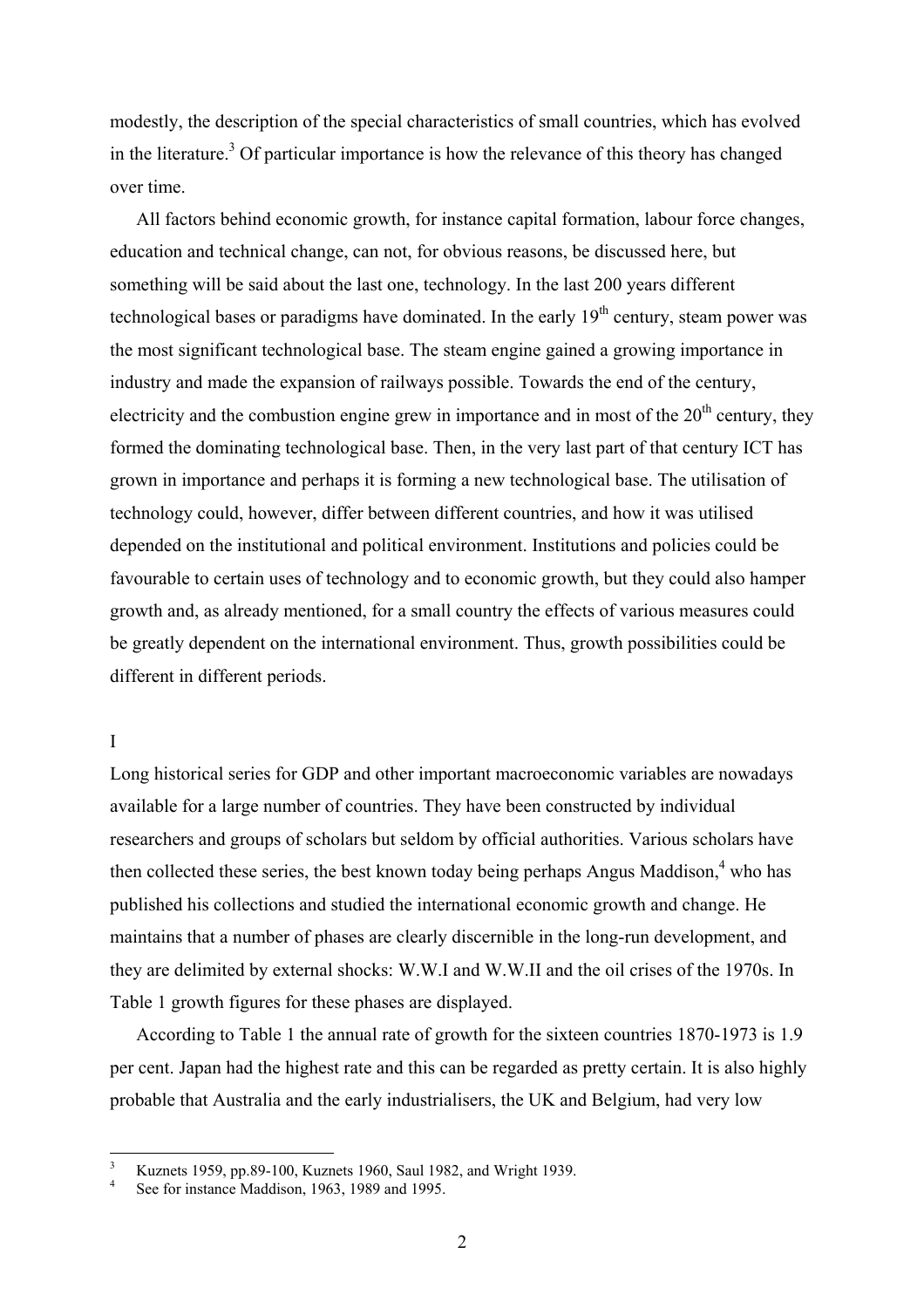modestly, the description of the special characteristics of small countries, which has evolved in the literature.[3] Of particular importance is how the relevance of this theory has changed over time.

All factors behind economic growth, for instance capital formation, labour force changes, education and technical change, can not, for obvious reasons, be discussed here, but something will be said about the last one, technology. In the last 200 years different technological bases or paradigms have dominated. In the early 19[th] century, steam power was the most significant technological base. The steam engine gained a growing importance in industry and made the expansion of railways possible. Towards the end of the century, electricity and the combustion engine grew in importance and in most of the 20[th] century, they formed the dominating technological base. Then, in the very last part of that century ICT has grown in importance and perhaps it is forming a new technological base. The utilisation of technology could, however, differ between different countries, and how it was utilised depended on the institutional and political environment. Institutions and policies could be favourable to certain uses of technology and to economic growth, but they could also hamper growth and, as already mentioned, for a small country the effects of various measures could be greatly dependent on the international environment. Thus, growth possibilities could be different in different periods.

## I

Long historical series for GDP and other important macroeconomic variables are nowadays available for a large number of countries. They have been constructed by individual researchers and groups of scholars but seldom by official authorities. Various scholars have then collected these series, the best known today being perhaps Angus Maddison,[4] who has published his collections and studied the international economic growth and change. He maintains that a number of phases are clearly discernible in the long-run development, and they are delimited by external shocks: W.W.I and W.W.II and the oil crises of the 1970s. In Table 1 growth figures for these phases are displayed.

According to Table 1 the annual rate of growth for the sixteen countries 1870-1973 is 1.9 per cent. Japan had the highest rate and this can be regarded as pretty certain. It is also highly probable that Australia and the early industrialisers, the UK and Belgium, had very low

---

[3] Kuznets 1959, pp.89-100, Kuznets 1960, Saul 1982, and Wright 1939.

[4] See for instance Maddison, 1963, 1989 and 1995.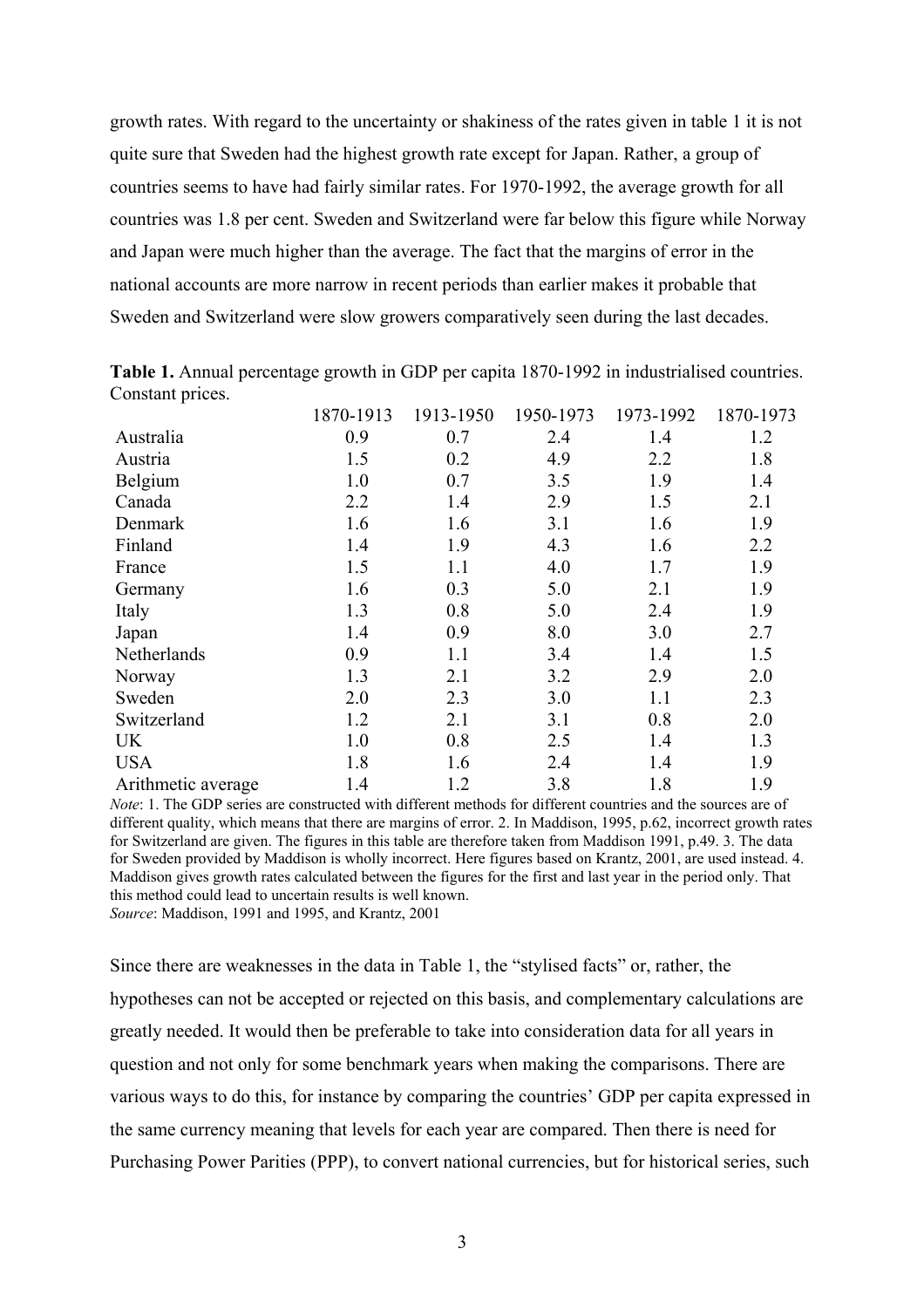growth rates. With regard to the uncertainty or shakiness of the rates given in table 1 it is not quite sure that Sweden had the highest growth rate except for Japan. Rather, a group of countries seems to have had fairly similar rates. For 1970-1992, the average growth for all countries was 1.8 per cent. Sweden and Switzerland were far below this figure while Norway and Japan were much higher than the average. The fact that the margins of error in the national accounts are more narrow in recent periods than earlier makes it probable that Sweden and Switzerland were slow growers comparatively seen during the last decades.

**Table 1.** Annual percentage growth in GDP per capita 1870-1992 in industrialised countries. Constant prices.

| | 1870-1913 | 1913-1950 | 1950-1973 | 1973-1992 | 1870-1973 |
|---|---|---|---|---|---|
| Australia | 0.9 | 0.7 | 2.4 | 1.4 | 1.2 |
| Austria | 1.5 | 0.2 | 4.9 | 2.2 | 1.8 |
| Belgium | 1.0 | 0.7 | 3.5 | 1.9 | 1.4 |
| Canada | 2.2 | 1.4 | 2.9 | 1.5 | 2.1 |
| Denmark | 1.6 | 1.6 | 3.1 | 1.6 | 1.9 |
| Finland | 1.4 | 1.9 | 4.3 | 1.6 | 2.2 |
| France | 1.5 | 1.1 | 4.0 | 1.7 | 1.9 |
| Germany | 1.6 | 0.3 | 5.0 | 2.1 | 1.9 |
| Italy | 1.3 | 0.8 | 5.0 | 2.4 | 1.9 |
| Japan | 1.4 | 0.9 | 8.0 | 3.0 | 2.7 |
| Netherlands | 0.9 | 1.1 | 3.4 | 1.4 | 1.5 |
| Norway | 1.3 | 2.1 | 3.2 | 2.9 | 2.0 |
| Sweden | 2.0 | 2.3 | 3.0 | 1.1 | 2.3 |
| Switzerland | 1.2 | 2.1 | 3.1 | 0.8 | 2.0 |
| UK | 1.0 | 0.8 | 2.5 | 1.4 | 1.3 |
| USA | 1.8 | 1.6 | 2.4 | 1.4 | 1.9 |
| Arithmetic average | 1.4 | 1.2 | 3.8 | 1.8 | 1.9 |

*Note*: 1. The GDP series are constructed with different methods for different countries and the sources are of different quality, which means that there are margins of error. 2. In Maddison, 1995, p.62, incorrect growth rates for Switzerland are given. The figures in this table are therefore taken from Maddison 1991, p.49. 3. The data for Sweden provided by Maddison is wholly incorrect. Here figures based on Krantz, 2001, are used instead. 4. Maddison gives growth rates calculated between the figures for the first and last year in the period only. That this method could lead to uncertain results is well known.
*Source*: Maddison, 1991 and 1995, and Krantz, 2001

Since there are weaknesses in the data in Table 1, the "stylised facts" or, rather, the hypotheses can not be accepted or rejected on this basis, and complementary calculations are greatly needed. It would then be preferable to take into consideration data for all years in question and not only for some benchmark years when making the comparisons. There are various ways to do this, for instance by comparing the countries' GDP per capita expressed in the same currency meaning that levels for each year are compared. Then there is need for Purchasing Power Parities (PPP), to convert national currencies, but for historical series, such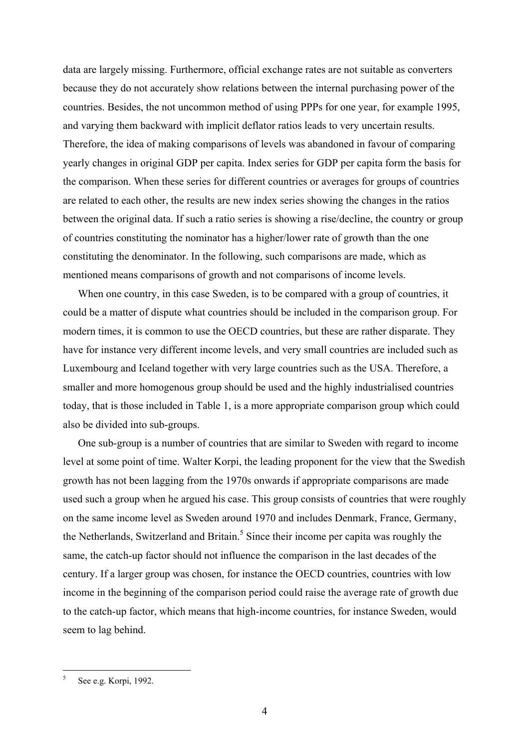data are largely missing. Furthermore, official exchange rates are not suitable as converters because they do not accurately show relations between the internal purchasing power of the countries. Besides, the not uncommon method of using PPPs for one year, for example 1995, and varying them backward with implicit deflator ratios leads to very uncertain results. Therefore, the idea of making comparisons of levels was abandoned in favour of comparing yearly changes in original GDP per capita. Index series for GDP per capita form the basis for the comparison. When these series for different countries or averages for groups of countries are related to each other, the results are new index series showing the changes in the ratios between the original data. If such a ratio series is showing a rise/decline, the country or group of countries constituting the nominator has a higher/lower rate of growth than the one constituting the denominator. In the following, such comparisons are made, which as mentioned means comparisons of growth and not comparisons of income levels.

When one country, in this case Sweden, is to be compared with a group of countries, it could be a matter of dispute what countries should be included in the comparison group. For modern times, it is common to use the OECD countries, but these are rather disparate. They have for instance very different income levels, and very small countries are included such as Luxembourg and Iceland together with very large countries such as the USA. Therefore, a smaller and more homogenous group should be used and the highly industrialised countries today, that is those included in Table 1, is a more appropriate comparison group which could also be divided into sub-groups.

One sub-group is a number of countries that are similar to Sweden with regard to income level at some point of time. Walter Korpi, the leading proponent for the view that the Swedish growth has not been lagging from the 1970s onwards if appropriate comparisons are made used such a group when he argued his case. This group consists of countries that were roughly on the same income level as Sweden around 1970 and includes Denmark, France, Germany, the Netherlands, Switzerland and Britain.[5] Since their income per capita was roughly the same, the catch-up factor should not influence the comparison in the last decades of the century. If a larger group was chosen, for instance the OECD countries, countries with low income in the beginning of the comparison period could raise the average rate of growth due to the catch-up factor, which means that high-income countries, for instance Sweden, would seem to lag behind.

---

[5] See e.g. Korpi, 1992.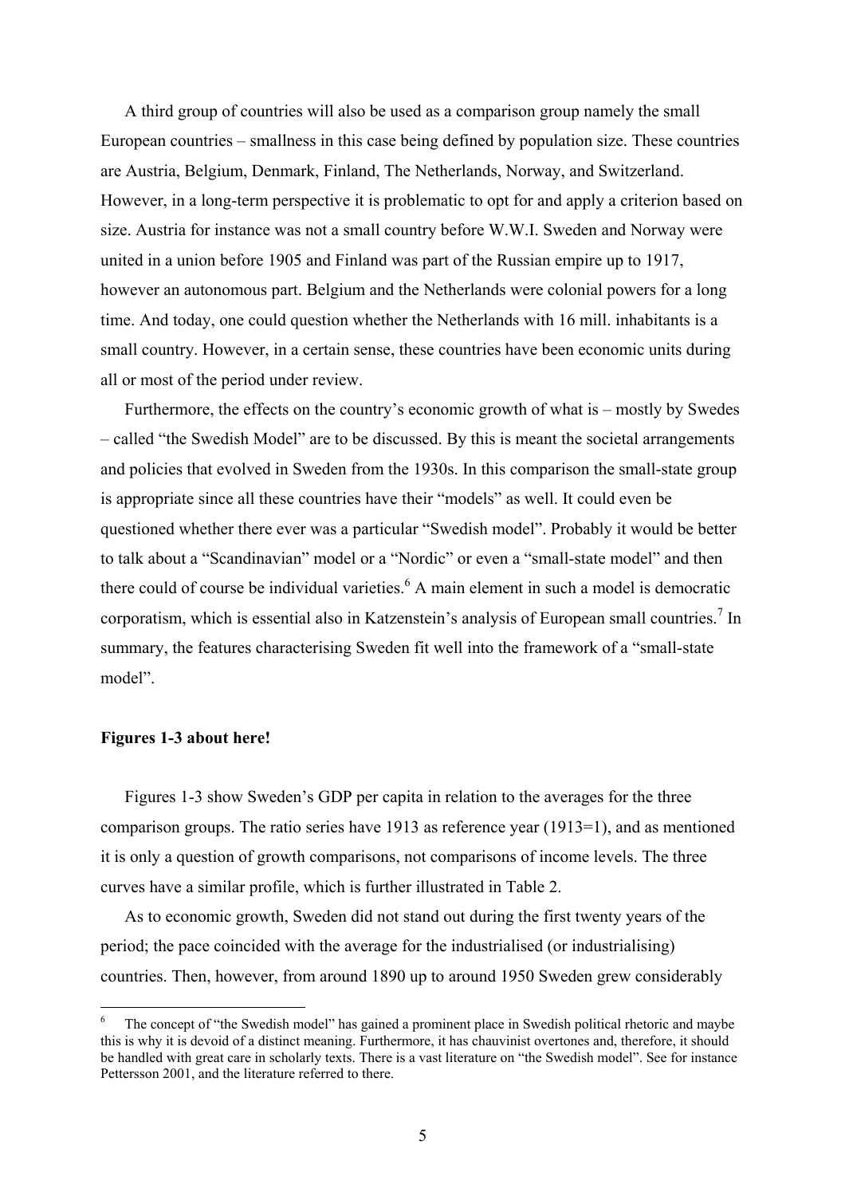A third group of countries will also be used as a comparison group namely the small European countries – smallness in this case being defined by population size. These countries are Austria, Belgium, Denmark, Finland, The Netherlands, Norway, and Switzerland. However, in a long-term perspective it is problematic to opt for and apply a criterion based on size. Austria for instance was not a small country before W.W.I. Sweden and Norway were united in a union before 1905 and Finland was part of the Russian empire up to 1917, however an autonomous part. Belgium and the Netherlands were colonial powers for a long time. And today, one could question whether the Netherlands with 16 mill. inhabitants is a small country. However, in a certain sense, these countries have been economic units during all or most of the period under review.

Furthermore, the effects on the country's economic growth of what is – mostly by Swedes – called "the Swedish Model" are to be discussed. By this is meant the societal arrangements and policies that evolved in Sweden from the 1930s. In this comparison the small-state group is appropriate since all these countries have their "models" as well. It could even be questioned whether there ever was a particular "Swedish model". Probably it would be better to talk about a "Scandinavian" model or a "Nordic" or even a "small-state model" and then there could of course be individual varieties.[6] A main element in such a model is democratic corporatism, which is essential also in Katzenstein's analysis of European small countries.[7] In summary, the features characterising Sweden fit well into the framework of a "small-state model".

**Figures 1-3 about here!**

Figures 1-3 show Sweden's GDP per capita in relation to the averages for the three comparison groups. The ratio series have 1913 as reference year (1913=1), and as mentioned it is only a question of growth comparisons, not comparisons of income levels. The three curves have a similar profile, which is further illustrated in Table 2.

As to economic growth, Sweden did not stand out during the first twenty years of the period; the pace coincided with the average for the industrialised (or industrialising) countries. Then, however, from around 1890 up to around 1950 Sweden grew considerably

[6] The concept of "the Swedish model" has gained a prominent place in Swedish political rhetoric and maybe this is why it is devoid of a distinct meaning. Furthermore, it has chauvinist overtones and, therefore, it should be handled with great care in scholarly texts. There is a vast literature on "the Swedish model". See for instance Pettersson 2001, and the literature referred to there.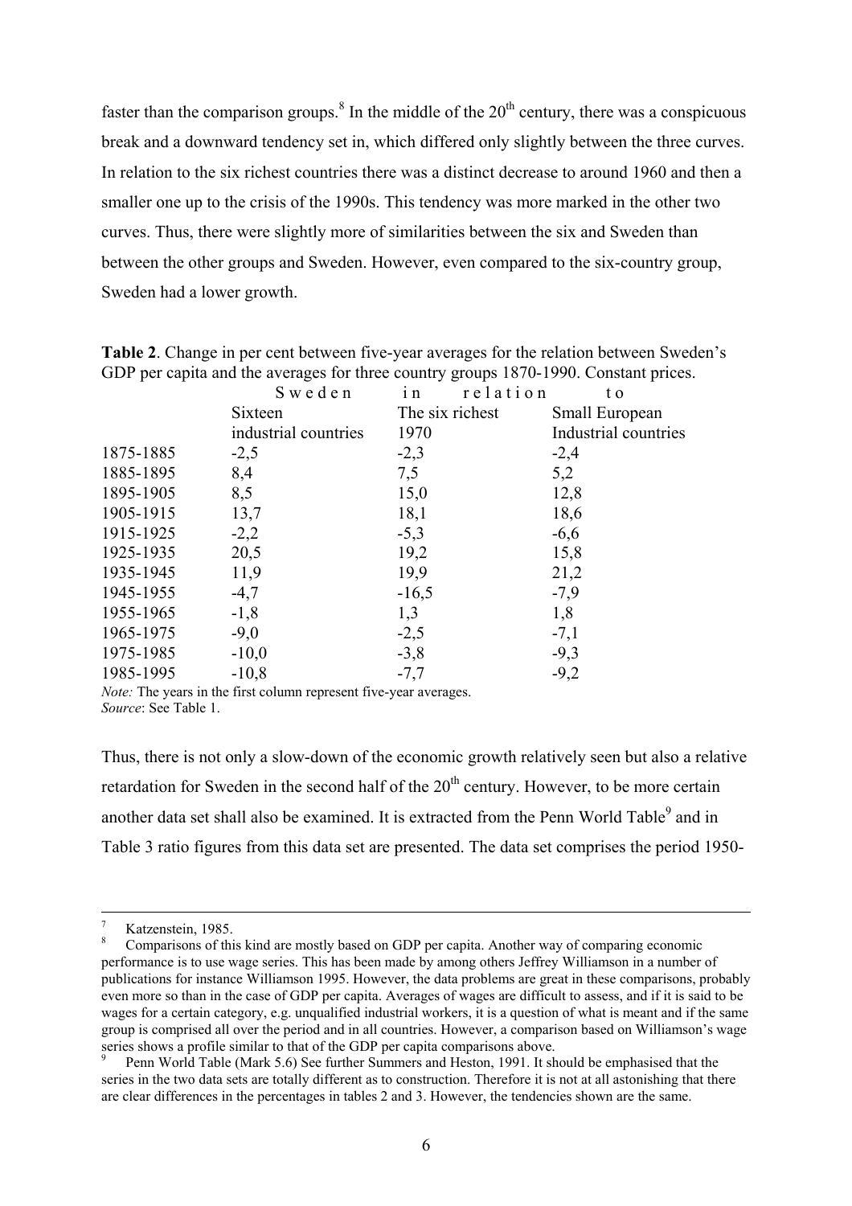faster than the comparison groups.[8] In the middle of the 20th century, there was a conspicuous break and a downward tendency set in, which differed only slightly between the three curves. In relation to the six richest countries there was a distinct decrease to around 1960 and then a smaller one up to the crisis of the 1990s. This tendency was more marked in the other two curves. Thus, there were slightly more of similarities between the six and Sweden than between the other groups and Sweden. However, even compared to the six-country group, Sweden had a lower growth.

**Table 2**. Change in per cent between five-year averages for the relation between Sweden's GDP per capita and the averages for three country groups 1870-1990. Constant prices.

| | Sweden in relation to | | |
|---|---|---|---|
| | Sixteen industrial countries | The six richest 1970 | Small European Industrial countries |
| 1875-1885 | -2,5 | -2,3 | -2,4 |
| 1885-1895 | 8,4 | 7,5 | 5,2 |
| 1895-1905 | 8,5 | 15,0 | 12,8 |
| 1905-1915 | 13,7 | 18,1 | 18,6 |
| 1915-1925 | -2,2 | -5,3 | -6,6 |
| 1925-1935 | 20,5 | 19,2 | 15,8 |
| 1935-1945 | 11,9 | 19,9 | 21,2 |
| 1945-1955 | -4,7 | -16,5 | -7,9 |
| 1955-1965 | -1,8 | 1,3 | 1,8 |
| 1965-1975 | -9,0 | -2,5 | -7,1 |
| 1975-1985 | -10,0 | -3,8 | -9,3 |
| 1985-1995 | -10,8 | -7,7 | -9,2 |

*Note:* The years in the first column represent five-year averages.
*Source*: See Table 1.

Thus, there is not only a slow-down of the economic growth relatively seen but also a relative retardation for Sweden in the second half of the 20th century. However, to be more certain another data set shall also be examined. It is extracted from the Penn World Table[9] and in Table 3 ratio figures from this data set are presented. The data set comprises the period 1950-

---

[7] Katzenstein, 1985.

[8] Comparisons of this kind are mostly based on GDP per capita. Another way of comparing economic performance is to use wage series. This has been made by among others Jeffrey Williamson in a number of publications for instance Williamson 1995. However, the data problems are great in these comparisons, probably even more so than in the case of GDP per capita. Averages of wages are difficult to assess, and if it is said to be wages for a certain category, e.g. unqualified industrial workers, it is a question of what is meant and if the same group is comprised all over the period and in all countries. However, a comparison based on Williamson's wage series shows a profile similar to that of the GDP per capita comparisons above.

[9] Penn World Table (Mark 5.6) See further Summers and Heston, 1991. It should be emphasised that the series in the two data sets are totally different as to construction. Therefore it is not at all astonishing that there are clear differences in the percentages in tables 2 and 3. However, the tendencies shown are the same.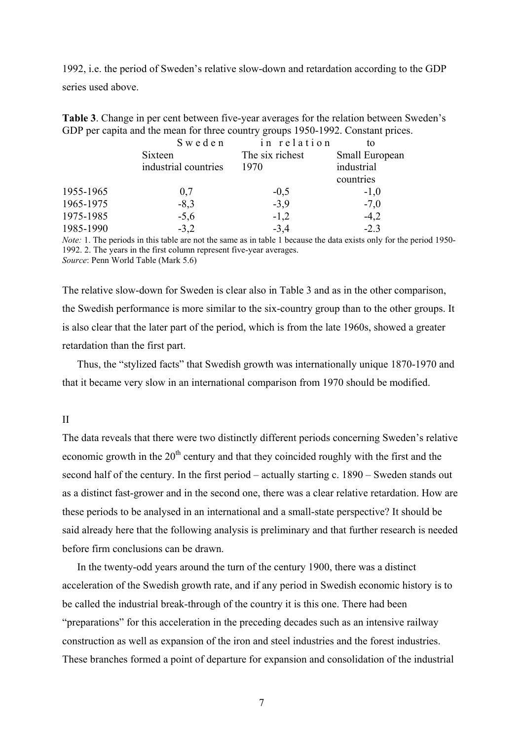1992, i.e. the period of Sweden's relative slow-down and retardation according to the GDP series used above.

**Table 3**. Change in per cent between five-year averages for the relation between Sweden's GDP per capita and the mean for three country groups 1950-1992. Constant prices.

| | Sweden in relation to | | |
|---|---|---|---|
| | Sixteen industrial countries | The six richest 1970 | Small European industrial countries |
| 1955-1965 | 0,7 | -0,5 | -1,0 |
| 1965-1975 | -8,3 | -3,9 | -7,0 |
| 1975-1985 | -5,6 | -1,2 | -4,2 |
| 1985-1990 | -3,2 | -3,4 | -2.3 |

*Note:* 1. The periods in this table are not the same as in table 1 because the data exists only for the period 1950-1992. 2. The years in the first column represent five-year averages.
*Source*: Penn World Table (Mark 5.6)

The relative slow-down for Sweden is clear also in Table 3 and as in the other comparison, the Swedish performance is more similar to the six-country group than to the other groups. It is also clear that the later part of the period, which is from the late 1960s, showed a greater retardation than the first part.

Thus, the "stylized facts" that Swedish growth was internationally unique 1870-1970 and that it became very slow in an international comparison from 1970 should be modified.

## II

The data reveals that there were two distinctly different periods concerning Sweden's relative economic growth in the 20th century and that they coincided roughly with the first and the second half of the century. In the first period – actually starting c. 1890 – Sweden stands out as a distinct fast-grower and in the second one, there was a clear relative retardation. How are these periods to be analysed in an international and a small-state perspective? It should be said already here that the following analysis is preliminary and that further research is needed before firm conclusions can be drawn.

In the twenty-odd years around the turn of the century 1900, there was a distinct acceleration of the Swedish growth rate, and if any period in Swedish economic history is to be called the industrial break-through of the country it is this one. There had been "preparations" for this acceleration in the preceding decades such as an intensive railway construction as well as expansion of the iron and steel industries and the forest industries. These branches formed a point of departure for expansion and consolidation of the industrial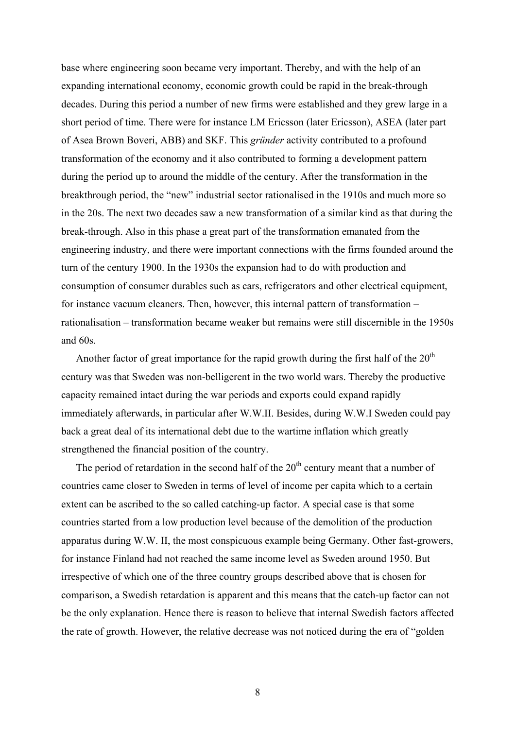base where engineering soon became very important. Thereby, and with the help of an expanding international economy, economic growth could be rapid in the break-through decades. During this period a number of new firms were established and they grew large in a short period of time. There were for instance LM Ericsson (later Ericsson), ASEA (later part of Asea Brown Boveri, ABB) and SKF. This *gründer* activity contributed to a profound transformation of the economy and it also contributed to forming a development pattern during the period up to around the middle of the century. After the transformation in the breakthrough period, the "new" industrial sector rationalised in the 1910s and much more so in the 20s. The next two decades saw a new transformation of a similar kind as that during the break-through. Also in this phase a great part of the transformation emanated from the engineering industry, and there were important connections with the firms founded around the turn of the century 1900. In the 1930s the expansion had to do with production and consumption of consumer durables such as cars, refrigerators and other electrical equipment, for instance vacuum cleaners. Then, however, this internal pattern of transformation – rationalisation – transformation became weaker but remains were still discernible in the 1950s and 60s.

Another factor of great importance for the rapid growth during the first half of the 20th century was that Sweden was non-belligerent in the two world wars. Thereby the productive capacity remained intact during the war periods and exports could expand rapidly immediately afterwards, in particular after W.W.II. Besides, during W.W.I Sweden could pay back a great deal of its international debt due to the wartime inflation which greatly strengthened the financial position of the country.

The period of retardation in the second half of the 20th century meant that a number of countries came closer to Sweden in terms of level of income per capita which to a certain extent can be ascribed to the so called catching-up factor. A special case is that some countries started from a low production level because of the demolition of the production apparatus during W.W. II, the most conspicuous example being Germany. Other fast-growers, for instance Finland had not reached the same income level as Sweden around 1950. But irrespective of which one of the three country groups described above that is chosen for comparison, a Swedish retardation is apparent and this means that the catch-up factor can not be the only explanation. Hence there is reason to believe that internal Swedish factors affected the rate of growth. However, the relative decrease was not noticed during the era of "golden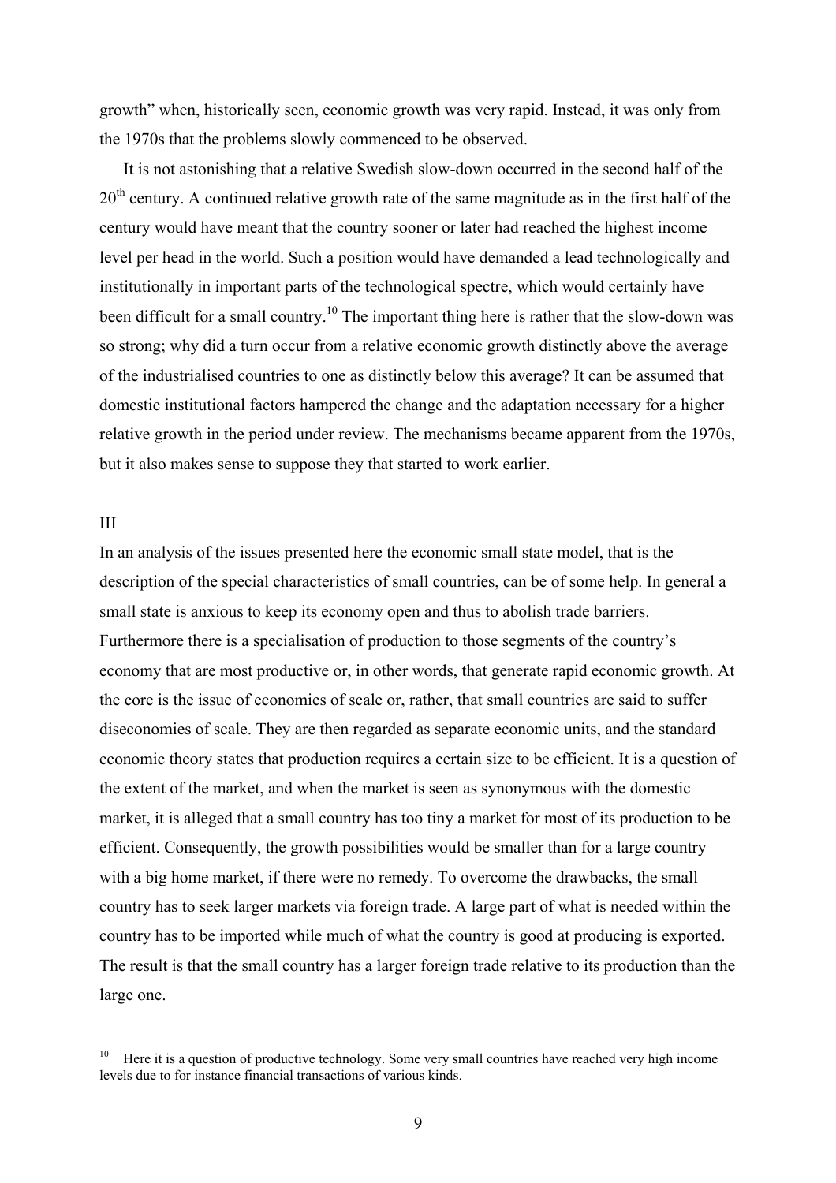growth" when, historically seen, economic growth was very rapid. Instead, it was only from the 1970s that the problems slowly commenced to be observed.

It is not astonishing that a relative Swedish slow-down occurred in the second half of the 20th century. A continued relative growth rate of the same magnitude as in the first half of the century would have meant that the country sooner or later had reached the highest income level per head in the world. Such a position would have demanded a lead technologically and institutionally in important parts of the technological spectre, which would certainly have been difficult for a small country.[10] The important thing here is rather that the slow-down was so strong; why did a turn occur from a relative economic growth distinctly above the average of the industrialised countries to one as distinctly below this average? It can be assumed that domestic institutional factors hampered the change and the adaptation necessary for a higher relative growth in the period under review. The mechanisms became apparent from the 1970s, but it also makes sense to suppose they that started to work earlier.

## III

In an analysis of the issues presented here the economic small state model, that is the description of the special characteristics of small countries, can be of some help. In general a small state is anxious to keep its economy open and thus to abolish trade barriers. Furthermore there is a specialisation of production to those segments of the country's economy that are most productive or, in other words, that generate rapid economic growth. At the core is the issue of economies of scale or, rather, that small countries are said to suffer diseconomies of scale. They are then regarded as separate economic units, and the standard economic theory states that production requires a certain size to be efficient. It is a question of the extent of the market, and when the market is seen as synonymous with the domestic market, it is alleged that a small country has too tiny a market for most of its production to be efficient. Consequently, the growth possibilities would be smaller than for a large country with a big home market, if there were no remedy. To overcome the drawbacks, the small country has to seek larger markets via foreign trade. A large part of what is needed within the country has to be imported while much of what the country is good at producing is exported. The result is that the small country has a larger foreign trade relative to its production than the large one.

---

[10] Here it is a question of productive technology. Some very small countries have reached very high income levels due to for instance financial transactions of various kinds.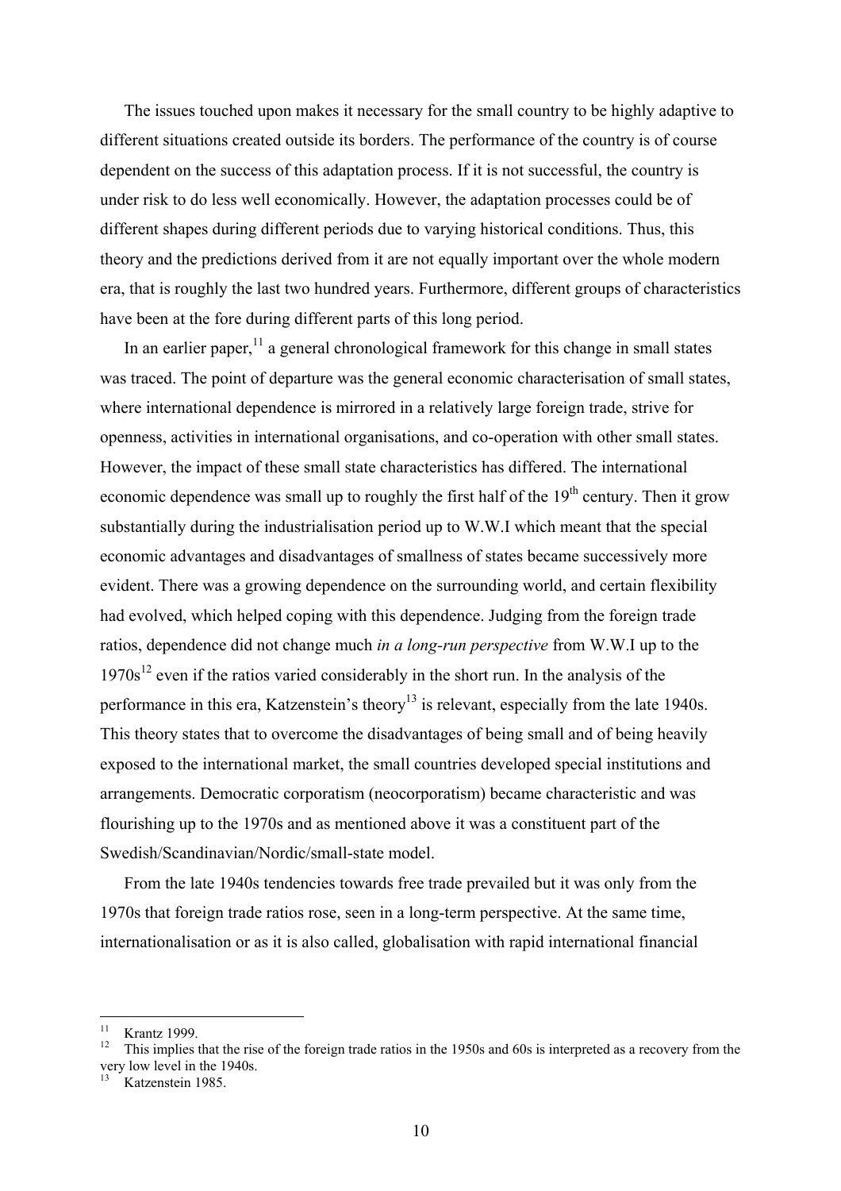The issues touched upon makes it necessary for the small country to be highly adaptive to different situations created outside its borders. The performance of the country is of course dependent on the success of this adaptation process. If it is not successful, the country is under risk to do less well economically. However, the adaptation processes could be of different shapes during different periods due to varying historical conditions. Thus, this theory and the predictions derived from it are not equally important over the whole modern era, that is roughly the last two hundred years. Furthermore, different groups of characteristics have been at the fore during different parts of this long period.

In an earlier paper,[11] a general chronological framework for this change in small states was traced. The point of departure was the general economic characterisation of small states, where international dependence is mirrored in a relatively large foreign trade, strive for openness, activities in international organisations, and co-operation with other small states. However, the impact of these small state characteristics has differed. The international economic dependence was small up to roughly the first half of the 19th century. Then it grow substantially during the industrialisation period up to W.W.I which meant that the special economic advantages and disadvantages of smallness of states became successively more evident. There was a growing dependence on the surrounding world, and certain flexibility had evolved, which helped coping with this dependence. Judging from the foreign trade ratios, dependence did not change much *in a long-run perspective* from W.W.I up to the 1970s[12] even if the ratios varied considerably in the short run. In the analysis of the performance in this era, Katzenstein's theory[13] is relevant, especially from the late 1940s. This theory states that to overcome the disadvantages of being small and of being heavily exposed to the international market, the small countries developed special institutions and arrangements. Democratic corporatism (neocorporatism) became characteristic and was flourishing up to the 1970s and as mentioned above it was a constituent part of the Swedish/Scandinavian/Nordic/small-state model.

From the late 1940s tendencies towards free trade prevailed but it was only from the 1970s that foreign trade ratios rose, seen in a long-term perspective. At the same time, internationalisation or as it is also called, globalisation with rapid international financial

---

[11] Krantz 1999.

[12] This implies that the rise of the foreign trade ratios in the 1950s and 60s is interpreted as a recovery from the very low level in the 1940s.

[13] Katzenstein 1985.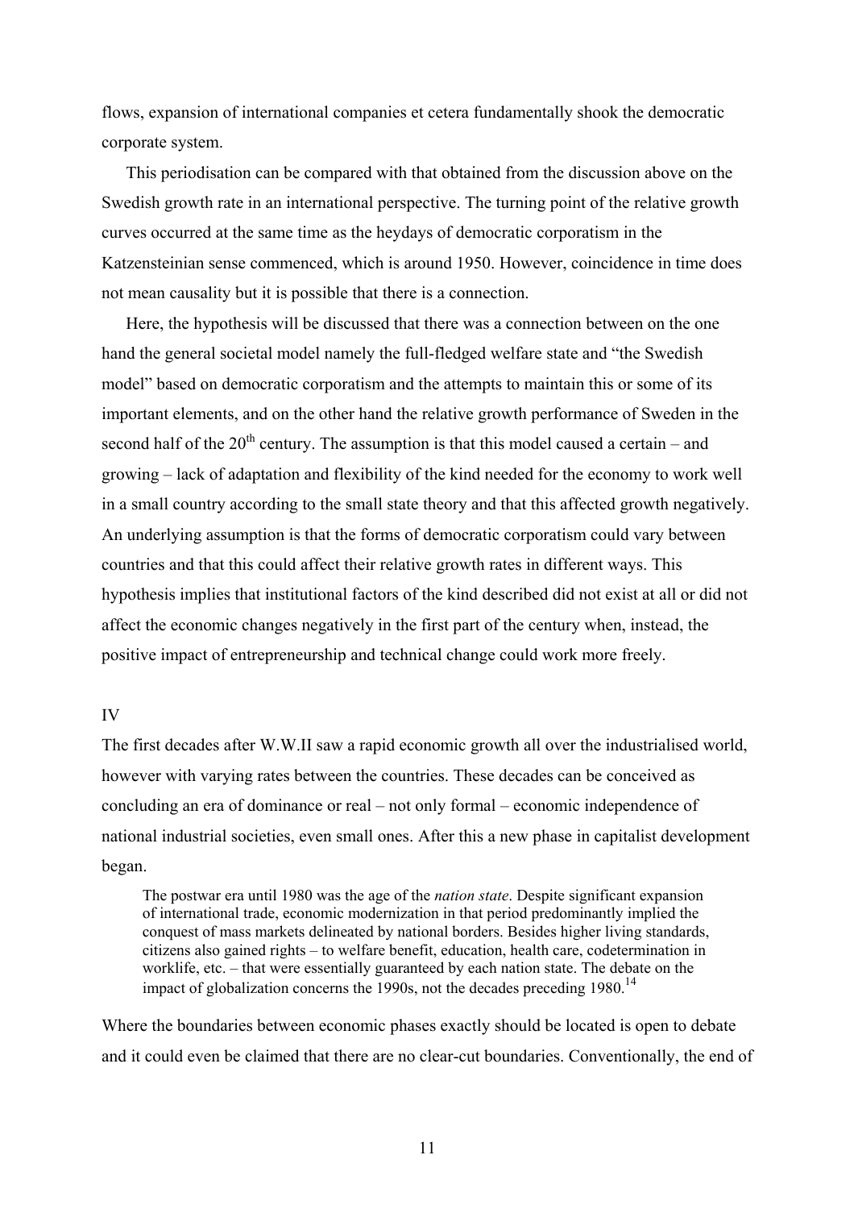flows, expansion of international companies et cetera fundamentally shook the democratic corporate system.

This periodisation can be compared with that obtained from the discussion above on the Swedish growth rate in an international perspective. The turning point of the relative growth curves occurred at the same time as the heydays of democratic corporatism in the Katzensteinian sense commenced, which is around 1950. However, coincidence in time does not mean causality but it is possible that there is a connection.

Here, the hypothesis will be discussed that there was a connection between on the one hand the general societal model namely the full-fledged welfare state and "the Swedish model" based on democratic corporatism and the attempts to maintain this or some of its important elements, and on the other hand the relative growth performance of Sweden in the second half of the 20th century. The assumption is that this model caused a certain – and growing – lack of adaptation and flexibility of the kind needed for the economy to work well in a small country according to the small state theory and that this affected growth negatively. An underlying assumption is that the forms of democratic corporatism could vary between countries and that this could affect their relative growth rates in different ways. This hypothesis implies that institutional factors of the kind described did not exist at all or did not affect the economic changes negatively in the first part of the century when, instead, the positive impact of entrepreneurship and technical change could work more freely.

## IV

The first decades after W.W.II saw a rapid economic growth all over the industrialised world, however with varying rates between the countries. These decades can be conceived as concluding an era of dominance or real – not only formal – economic independence of national industrial societies, even small ones. After this a new phase in capitalist development began.

> The postwar era until 1980 was the age of the *nation state*. Despite significant expansion of international trade, economic modernization in that period predominantly implied the conquest of mass markets delineated by national borders. Besides higher living standards, citizens also gained rights – to welfare benefit, education, health care, codetermination in worklife, etc. – that were essentially guaranteed by each nation state. The debate on the impact of globalization concerns the 1990s, not the decades preceding 1980.[14]

Where the boundaries between economic phases exactly should be located is open to debate and it could even be claimed that there are no clear-cut boundaries. Conventionally, the end of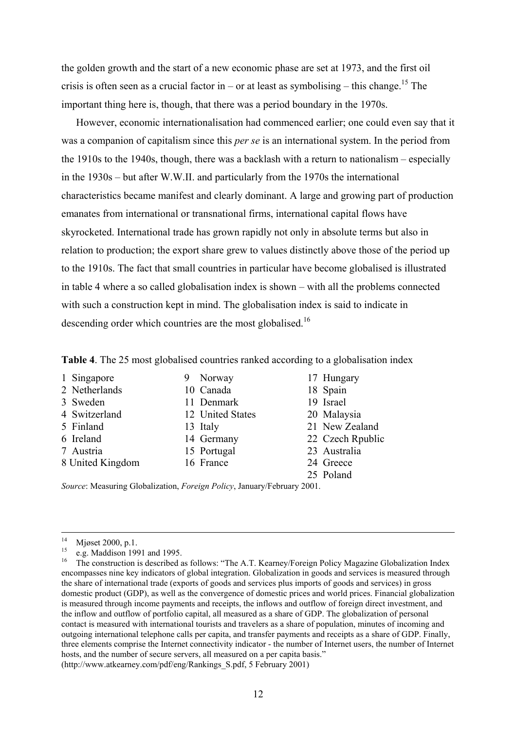the golden growth and the start of a new economic phase are set at 1973, and the first oil crisis is often seen as a crucial factor in – or at least as symbolising – this change.[15] The important thing here is, though, that there was a period boundary in the 1970s.

However, economic internationalisation had commenced earlier; one could even say that it was a companion of capitalism since this *per se* is an international system. In the period from the 1910s to the 1940s, though, there was a backlash with a return to nationalism – especially in the 1930s – but after W.W.II. and particularly from the 1970s the international characteristics became manifest and clearly dominant. A large and growing part of production emanates from international or transnational firms, international capital flows have skyrocketed. International trade has grown rapidly not only in absolute terms but also in relation to production; the export share grew to values distinctly above those of the period up to the 1910s. The fact that small countries in particular have become globalised is illustrated in table 4 where a so called globalisation index is shown – with all the problems connected with such a construction kept in mind. The globalisation index is said to indicate in descending order which countries are the most globalised.[16]

**Table 4**. The 25 most globalised countries ranked according to a globalisation index

| | | |
|---|---|---|
| 1 Singapore | 9 Norway | 17 Hungary |
| 2 Netherlands | 10 Canada | 18 Spain |
| 3 Sweden | 11 Denmark | 19 Israel |
| 4 Switzerland | 12 United States | 20 Malaysia |
| 5 Finland | 13 Italy | 21 New Zealand |
| 6 Ireland | 14 Germany | 22 Czech Rpublic |
| 7 Austria | 15 Portugal | 23 Australia |
| 8 United Kingdom | 16 France | 24 Greece |
| | | 25 Poland |

*Source*: Measuring Globalization, *Foreign Policy*, January/February 2001.

---

[14] Mjøset 2000, p.1.

[15] e.g. Maddison 1991 and 1995.

[16] The construction is described as follows: "The A.T. Kearney/Foreign Policy Magazine Globalization Index encompasses nine key indicators of global integration. Globalization in goods and services is measured through the share of international trade (exports of goods and services plus imports of goods and services) in gross domestic product (GDP), as well as the convergence of domestic prices and world prices. Financial globalization is measured through income payments and receipts, the inflows and outflow of foreign direct investment, and the inflow and outflow of portfolio capital, all measured as a share of GDP. The globalization of personal contact is measured with international tourists and travelers as a share of population, minutes of incoming and outgoing international telephone calls per capita, and transfer payments and receipts as a share of GDP. Finally, three elements comprise the Internet connectivity indicator - the number of Internet users, the number of Internet hosts, and the number of secure servers, all measured on a per capita basis." (http://www.atkearney.com/pdf/eng/Rankings_S.pdf, 5 February 2001)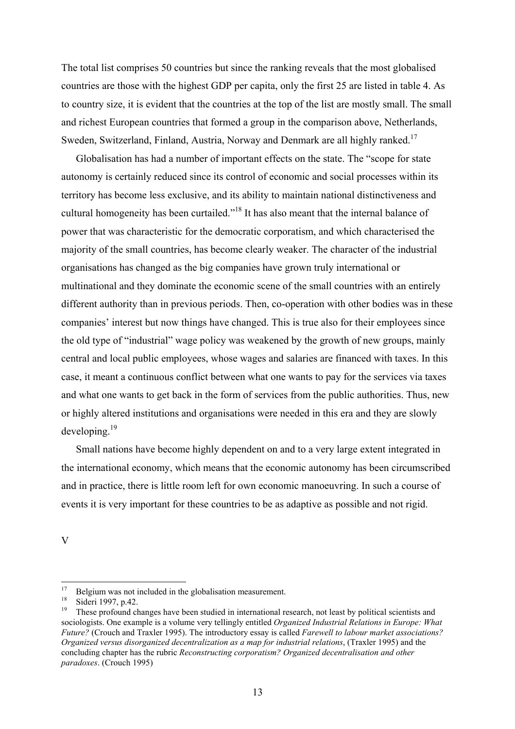The total list comprises 50 countries but since the ranking reveals that the most globalised countries are those with the highest GDP per capita, only the first 25 are listed in table 4. As to country size, it is evident that the countries at the top of the list are mostly small. The small and richest European countries that formed a group in the comparison above, Netherlands, Sweden, Switzerland, Finland, Austria, Norway and Denmark are all highly ranked.[17]

Globalisation has had a number of important effects on the state. The "scope for state autonomy is certainly reduced since its control of economic and social processes within its territory has become less exclusive, and its ability to maintain national distinctiveness and cultural homogeneity has been curtailed."[18] It has also meant that the internal balance of power that was characteristic for the democratic corporatism, and which characterised the majority of the small countries, has become clearly weaker. The character of the industrial organisations has changed as the big companies have grown truly international or multinational and they dominate the economic scene of the small countries with an entirely different authority than in previous periods. Then, co-operation with other bodies was in these companies' interest but now things have changed. This is true also for their employees since the old type of "industrial" wage policy was weakened by the growth of new groups, mainly central and local public employees, whose wages and salaries are financed with taxes. In this case, it meant a continuous conflict between what one wants to pay for the services via taxes and what one wants to get back in the form of services from the public authorities. Thus, new or highly altered institutions and organisations were needed in this era and they are slowly developing.[19]

Small nations have become highly dependent on and to a very large extent integrated in the international economy, which means that the economic autonomy has been circumscribed and in practice, there is little room left for own economic manoeuvring. In such a course of events it is very important for these countries to be as adaptive as possible and not rigid.

V

---

[17] Belgium was not included in the globalisation measurement.

[18] Sideri 1997, p.42.

[19] These profound changes have been studied in international research, not least by political scientists and sociologists. One example is a volume very tellingly entitled *Organized Industrial Relations in Europe: What Future?* (Crouch and Traxler 1995). The introductory essay is called *Farewell to labour market associations? Organized versus disorganized decentralization as a map for industrial relations*, (Traxler 1995) and the concluding chapter has the rubric *Reconstructing corporatism? Organized decentralisation and other paradoxes*. (Crouch 1995)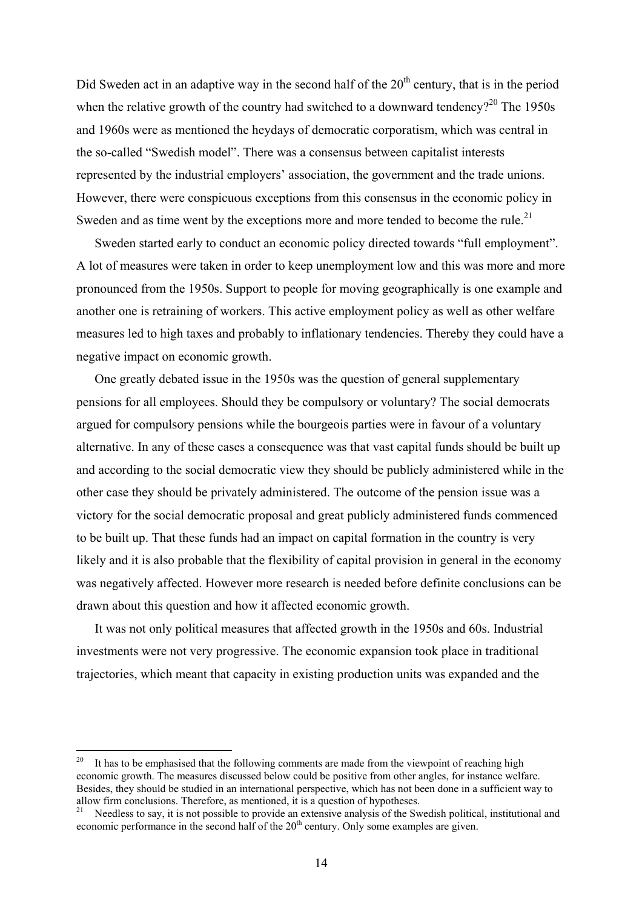Did Sweden act in an adaptive way in the second half of the 20th century, that is in the period when the relative growth of the country had switched to a downward tendency?[20] The 1950s and 1960s were as mentioned the heydays of democratic corporatism, which was central in the so-called "Swedish model". There was a consensus between capitalist interests represented by the industrial employers' association, the government and the trade unions. However, there were conspicuous exceptions from this consensus in the economic policy in Sweden and as time went by the exceptions more and more tended to become the rule.[21]

Sweden started early to conduct an economic policy directed towards "full employment". A lot of measures were taken in order to keep unemployment low and this was more and more pronounced from the 1950s. Support to people for moving geographically is one example and another one is retraining of workers. This active employment policy as well as other welfare measures led to high taxes and probably to inflationary tendencies. Thereby they could have a negative impact on economic growth.

One greatly debated issue in the 1950s was the question of general supplementary pensions for all employees. Should they be compulsory or voluntary? The social democrats argued for compulsory pensions while the bourgeois parties were in favour of a voluntary alternative. In any of these cases a consequence was that vast capital funds should be built up and according to the social democratic view they should be publicly administered while in the other case they should be privately administered. The outcome of the pension issue was a victory for the social democratic proposal and great publicly administered funds commenced to be built up. That these funds had an impact on capital formation in the country is very likely and it is also probable that the flexibility of capital provision in general in the economy was negatively affected. However more research is needed before definite conclusions can be drawn about this question and how it affected economic growth.

It was not only political measures that affected growth in the 1950s and 60s. Industrial investments were not very progressive. The economic expansion took place in traditional trajectories, which meant that capacity in existing production units was expanded and the

---

[20] It has to be emphasised that the following comments are made from the viewpoint of reaching high economic growth. The measures discussed below could be positive from other angles, for instance welfare. Besides, they should be studied in an international perspective, which has not been done in a sufficient way to allow firm conclusions. Therefore, as mentioned, it is a question of hypotheses.

[21] Needless to say, it is not possible to provide an extensive analysis of the Swedish political, institutional and economic performance in the second half of the 20th century. Only some examples are given.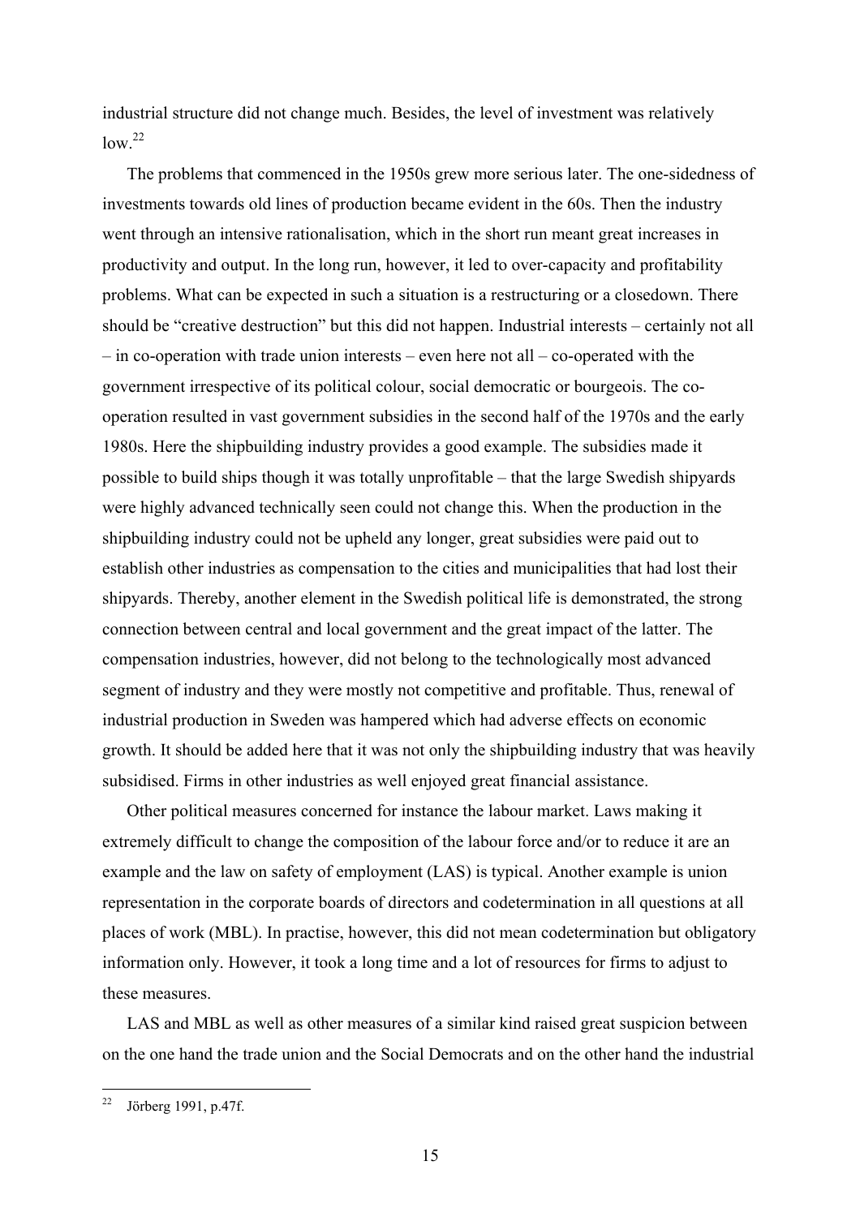industrial structure did not change much. Besides, the level of investment was relatively low.[22]

The problems that commenced in the 1950s grew more serious later. The one-sidedness of investments towards old lines of production became evident in the 60s. Then the industry went through an intensive rationalisation, which in the short run meant great increases in productivity and output. In the long run, however, it led to over-capacity and profitability problems. What can be expected in such a situation is a restructuring or a closedown. There should be "creative destruction" but this did not happen. Industrial interests – certainly not all – in co-operation with trade union interests – even here not all – co-operated with the government irrespective of its political colour, social democratic or bourgeois. The co-operation resulted in vast government subsidies in the second half of the 1970s and the early 1980s. Here the shipbuilding industry provides a good example. The subsidies made it possible to build ships though it was totally unprofitable – that the large Swedish shipyards were highly advanced technically seen could not change this. When the production in the shipbuilding industry could not be upheld any longer, great subsidies were paid out to establish other industries as compensation to the cities and municipalities that had lost their shipyards. Thereby, another element in the Swedish political life is demonstrated, the strong connection between central and local government and the great impact of the latter. The compensation industries, however, did not belong to the technologically most advanced segment of industry and they were mostly not competitive and profitable. Thus, renewal of industrial production in Sweden was hampered which had adverse effects on economic growth. It should be added here that it was not only the shipbuilding industry that was heavily subsidised. Firms in other industries as well enjoyed great financial assistance.

Other political measures concerned for instance the labour market. Laws making it extremely difficult to change the composition of the labour force and/or to reduce it are an example and the law on safety of employment (LAS) is typical. Another example is union representation in the corporate boards of directors and codetermination in all questions at all places of work (MBL). In practise, however, this did not mean codetermination but obligatory information only. However, it took a long time and a lot of resources for firms to adjust to these measures.

LAS and MBL as well as other measures of a similar kind raised great suspicion between on the one hand the trade union and the Social Democrats and on the other hand the industrial

[22] Jörberg 1991, p.47f.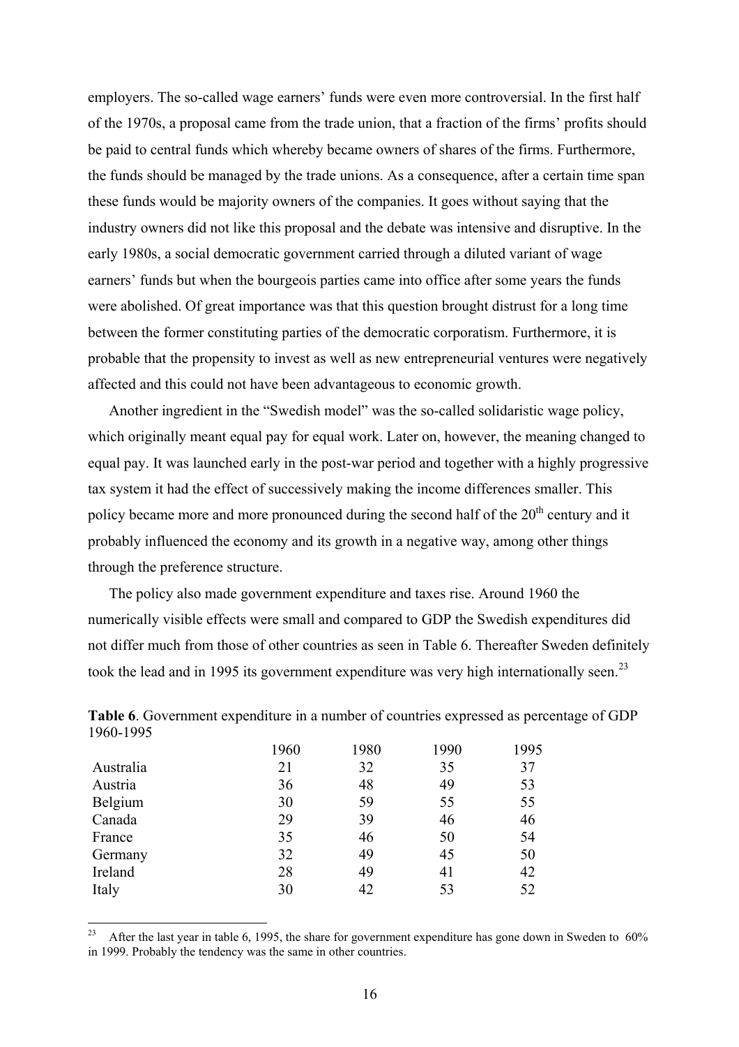employers. The so-called wage earners' funds were even more controversial. In the first half of the 1970s, a proposal came from the trade union, that a fraction of the firms' profits should be paid to central funds which whereby became owners of shares of the firms. Furthermore, the funds should be managed by the trade unions. As a consequence, after a certain time span these funds would be majority owners of the companies. It goes without saying that the industry owners did not like this proposal and the debate was intensive and disruptive. In the early 1980s, a social democratic government carried through a diluted variant of wage earners' funds but when the bourgeois parties came into office after some years the funds were abolished. Of great importance was that this question brought distrust for a long time between the former constituting parties of the democratic corporatism. Furthermore, it is probable that the propensity to invest as well as new entrepreneurial ventures were negatively affected and this could not have been advantageous to economic growth.

Another ingredient in the "Swedish model" was the so-called solidaristic wage policy, which originally meant equal pay for equal work. Later on, however, the meaning changed to equal pay. It was launched early in the post-war period and together with a highly progressive tax system it had the effect of successively making the income differences smaller. This policy became more and more pronounced during the second half of the 20th century and it probably influenced the economy and its growth in a negative way, among other things through the preference structure.

The policy also made government expenditure and taxes rise. Around 1960 the numerically visible effects were small and compared to GDP the Swedish expenditures did not differ much from those of other countries as seen in Table 6. Thereafter Sweden definitely took the lead and in 1995 its government expenditure was very high internationally seen.[23]

**Table 6**. Government expenditure in a number of countries expressed as percentage of GDP 1960-1995

| | 1960 | 1980 | 1990 | 1995 |
|---|---|---|---|---|
| Australia | 21 | 32 | 35 | 37 |
| Austria | 36 | 48 | 49 | 53 |
| Belgium | 30 | 59 | 55 | 55 |
| Canada | 29 | 39 | 46 | 46 |
| France | 35 | 46 | 50 | 54 |
| Germany | 32 | 49 | 45 | 50 |
| Ireland | 28 | 49 | 41 | 42 |
| Italy | 30 | 42 | 53 | 52 |

[23] After the last year in table 6, 1995, the share for government expenditure has gone down in Sweden to 60% in 1999. Probably the tendency was the same in other countries.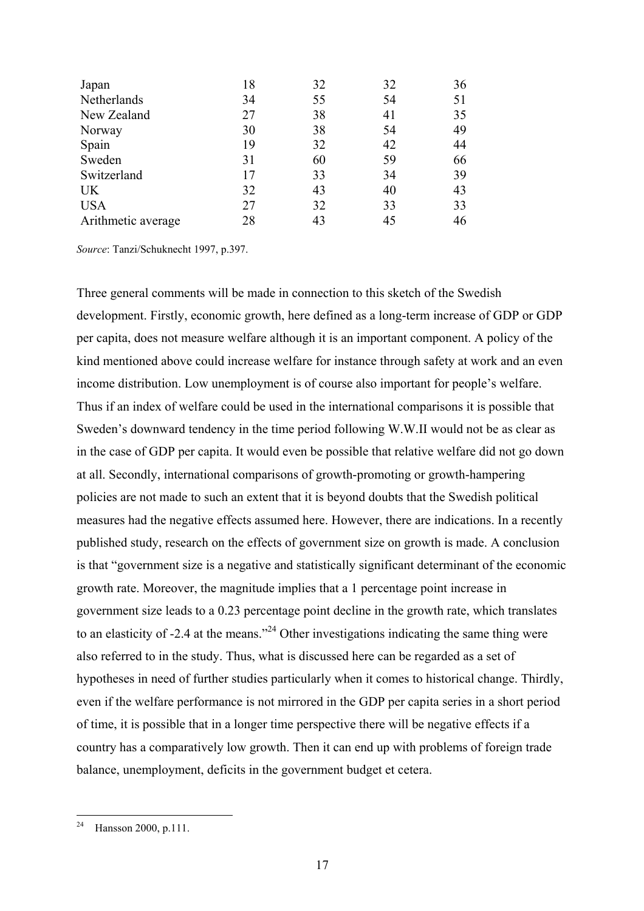| | | | | |
|---|---|---|---|---|
| Japan | 18 | 32 | 32 | 36 |
| Netherlands | 34 | 55 | 54 | 51 |
| New Zealand | 27 | 38 | 41 | 35 |
| Norway | 30 | 38 | 54 | 49 |
| Spain | 19 | 32 | 42 | 44 |
| Sweden | 31 | 60 | 59 | 66 |
| Switzerland | 17 | 33 | 34 | 39 |
| UK | 32 | 43 | 40 | 43 |
| USA | 27 | 32 | 33 | 33 |
| Arithmetic average | 28 | 43 | 45 | 46 |

*Source*: Tanzi/Schuknecht 1997, p.397.

Three general comments will be made in connection to this sketch of the Swedish development. Firstly, economic growth, here defined as a long-term increase of GDP or GDP per capita, does not measure welfare although it is an important component. A policy of the kind mentioned above could increase welfare for instance through safety at work and an even income distribution. Low unemployment is of course also important for people's welfare. Thus if an index of welfare could be used in the international comparisons it is possible that Sweden's downward tendency in the time period following W.W.II would not be as clear as in the case of GDP per capita. It would even be possible that relative welfare did not go down at all. Secondly, international comparisons of growth-promoting or growth-hampering policies are not made to such an extent that it is beyond doubts that the Swedish political measures had the negative effects assumed here. However, there are indications. In a recently published study, research on the effects of government size on growth is made. A conclusion is that "government size is a negative and statistically significant determinant of the economic growth rate. Moreover, the magnitude implies that a 1 percentage point increase in government size leads to a 0.23 percentage point decline in the growth rate, which translates to an elasticity of -2.4 at the means."[24] Other investigations indicating the same thing were also referred to in the study. Thus, what is discussed here can be regarded as a set of hypotheses in need of further studies particularly when it comes to historical change. Thirdly, even if the welfare performance is not mirrored in the GDP per capita series in a short period of time, it is possible that in a longer time perspective there will be negative effects if a country has a comparatively low growth. Then it can end up with problems of foreign trade balance, unemployment, deficits in the government budget et cetera.

[24] Hansson 2000, p.111.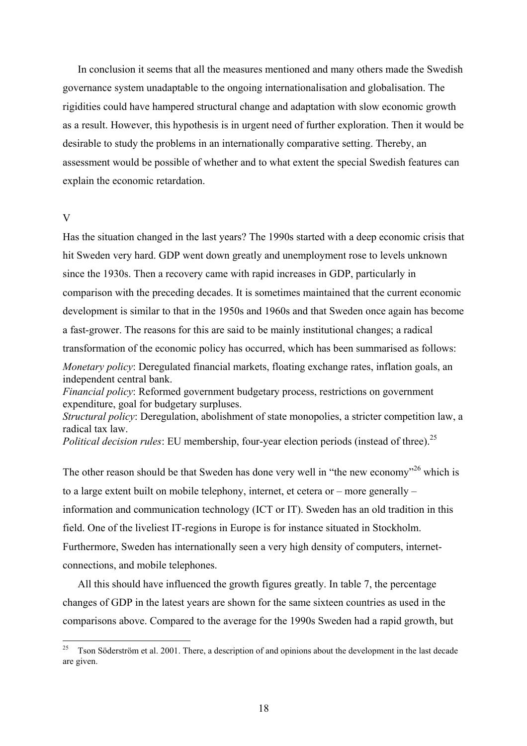In conclusion it seems that all the measures mentioned and many others made the Swedish governance system unadaptable to the ongoing internationalisation and globalisation. The rigidities could have hampered structural change and adaptation with slow economic growth as a result. However, this hypothesis is in urgent need of further exploration. Then it would be desirable to study the problems in an internationally comparative setting. Thereby, an assessment would be possible of whether and to what extent the special Swedish features can explain the economic retardation.

## V

Has the situation changed in the last years? The 1990s started with a deep economic crisis that hit Sweden very hard. GDP went down greatly and unemployment rose to levels unknown since the 1930s. Then a recovery came with rapid increases in GDP, particularly in comparison with the preceding decades. It is sometimes maintained that the current economic development is similar to that in the 1950s and 1960s and that Sweden once again has become a fast-grower. The reasons for this are said to be mainly institutional changes; a radical transformation of the economic policy has occurred, which has been summarised as follows:

*Monetary policy*: Deregulated financial markets, floating exchange rates, inflation goals, an independent central bank.
*Financial policy*: Reformed government budgetary process, restrictions on government expenditure, goal for budgetary surpluses.
*Structural policy*: Deregulation, abolishment of state monopolies, a stricter competition law, a radical tax law.
*Political decision rules*: EU membership, four-year election periods (instead of three).[25]

The other reason should be that Sweden has done very well in "the new economy"[26] which is to a large extent built on mobile telephony, internet, et cetera or – more generally – information and communication technology (ICT or IT). Sweden has an old tradition in this field. One of the liveliest IT-regions in Europe is for instance situated in Stockholm. Furthermore, Sweden has internationally seen a very high density of computers, internet-connections, and mobile telephones.

All this should have influenced the growth figures greatly. In table 7, the percentage changes of GDP in the latest years are shown for the same sixteen countries as used in the comparisons above. Compared to the average for the 1990s Sweden had a rapid growth, but

---

[25] Tson Söderström et al. 2001. There, a description of and opinions about the development in the last decade are given.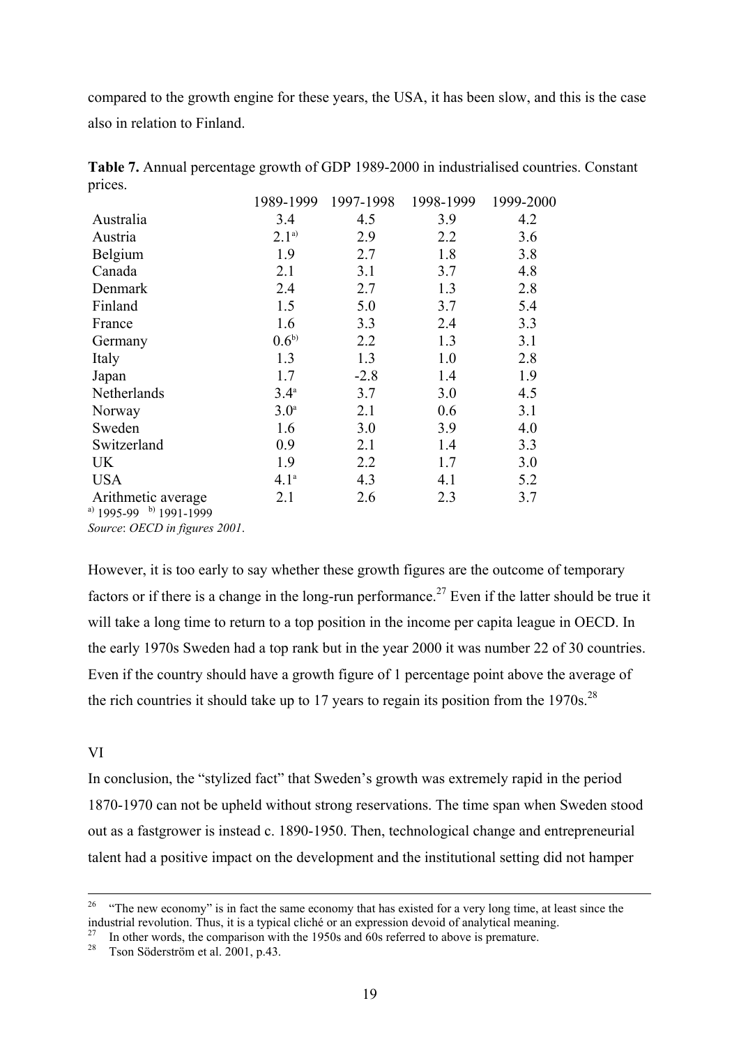compared to the growth engine for these years, the USA, it has been slow, and this is the case also in relation to Finland.

**Table 7.** Annual percentage growth of GDP 1989-2000 in industrialised countries. Constant prices.

| | 1989-1999 | 1997-1998 | 1998-1999 | 1999-2000 |
|---|---|---|---|---|
| Australia | 3.4 | 4.5 | 3.9 | 4.2 |
| Austria | 2.1[a)] | 2.9 | 2.2 | 3.6 |
| Belgium | 1.9 | 2.7 | 1.8 | 3.8 |
| Canada | 2.1 | 3.1 | 3.7 | 4.8 |
| Denmark | 2.4 | 2.7 | 1.3 | 2.8 |
| Finland | 1.5 | 5.0 | 3.7 | 5.4 |
| France | 1.6 | 3.3 | 2.4 | 3.3 |
| Germany | 0.6[b)] | 2.2 | 1.3 | 3.1 |
| Italy | 1.3 | 1.3 | 1.0 | 2.8 |
| Japan | 1.7 | -2.8 | 1.4 | 1.9 |
| Netherlands | 3.4[a] | 3.7 | 3.0 | 4.5 |
| Norway | 3.0[a] | 2.1 | 0.6 | 3.1 |
| Sweden | 1.6 | 3.0 | 3.9 | 4.0 |
| Switzerland | 0.9 | 2.1 | 1.4 | 3.3 |
| UK | 1.9 | 2.2 | 1.7 | 3.0 |
| USA | 4.1[a] | 4.3 | 4.1 | 5.2 |
| Arithmetic average | 2.1 | 2.6 | 2.3 | 3.7 |

[a)] 1995-99 [b)] 1991-1999

*Source*: *OECD in figures 2001*.

However, it is too early to say whether these growth figures are the outcome of temporary factors or if there is a change in the long-run performance.[27] Even if the latter should be true it will take a long time to return to a top position in the income per capita league in OECD. In the early 1970s Sweden had a top rank but in the year 2000 it was number 22 of 30 countries. Even if the country should have a growth figure of 1 percentage point above the average of the rich countries it should take up to 17 years to regain its position from the 1970s.[28]

## VI

In conclusion, the "stylized fact" that Sweden's growth was extremely rapid in the period 1870-1970 can not be upheld without strong reservations. The time span when Sweden stood out as a fastgrower is instead c. 1890-1950. Then, technological change and entrepreneurial talent had a positive impact on the development and the institutional setting did not hamper

---

[26] "The new economy" is in fact the same economy that has existed for a very long time, at least since the industrial revolution. Thus, it is a typical cliché or an expression devoid of analytical meaning.

[27] In other words, the comparison with the 1950s and 60s referred to above is premature.

[28] Tson Söderström et al. 2001, p.43.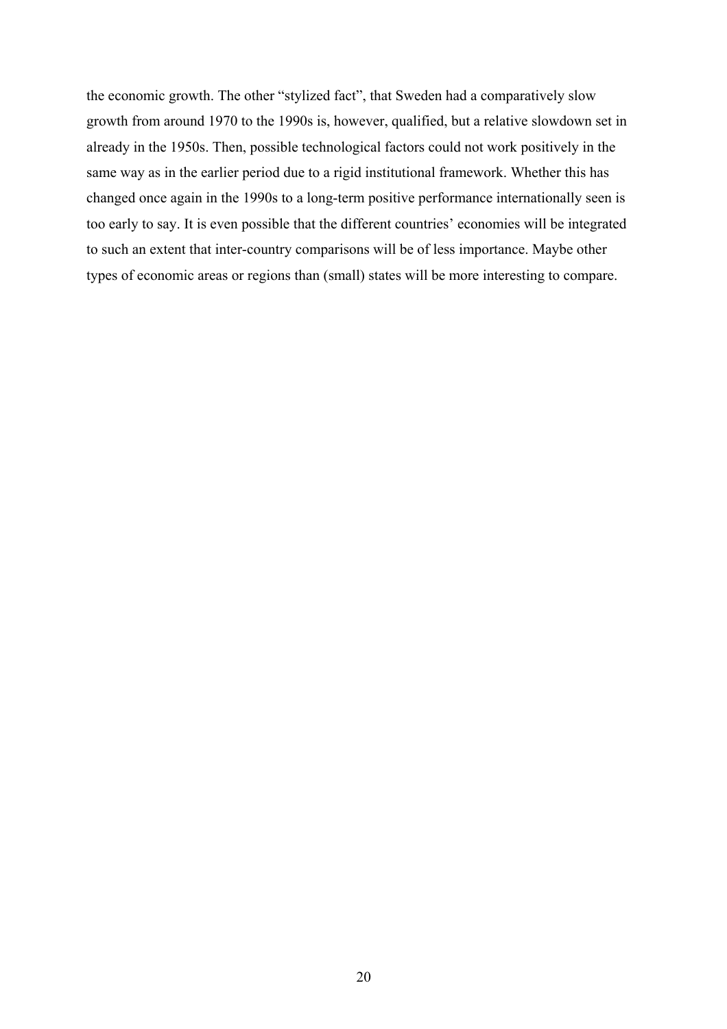the economic growth. The other "stylized fact", that Sweden had a comparatively slow growth from around 1970 to the 1990s is, however, qualified, but a relative slowdown set in already in the 1950s. Then, possible technological factors could not work positively in the same way as in the earlier period due to a rigid institutional framework. Whether this has changed once again in the 1990s to a long-term positive performance internationally seen is too early to say. It is even possible that the different countries' economies will be integrated to such an extent that inter-country comparisons will be of less importance. Maybe other types of economic areas or regions than (small) states will be more interesting to compare.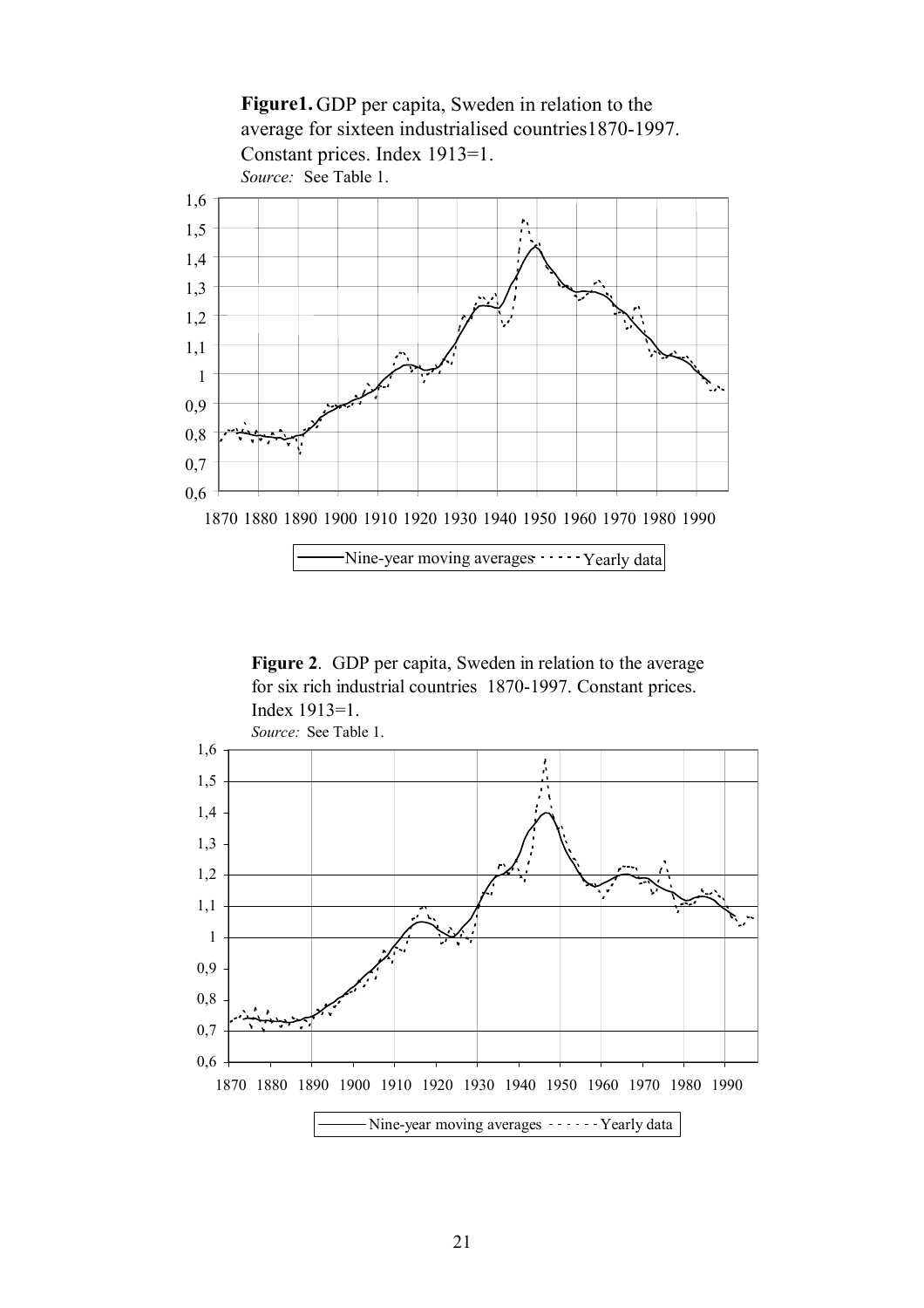**Figure1.** GDP per capita, Sweden in relation to the average for sixteen industrialised countries1870-1997. Constant prices. Index 1913=1.

*Source:* See Table 1.

**Figure 2**. GDP per capita, Sweden in relation to the average for six rich industrial countries 1870-1997. Constant prices. Index 1913=1.

*Source:* See Table 1.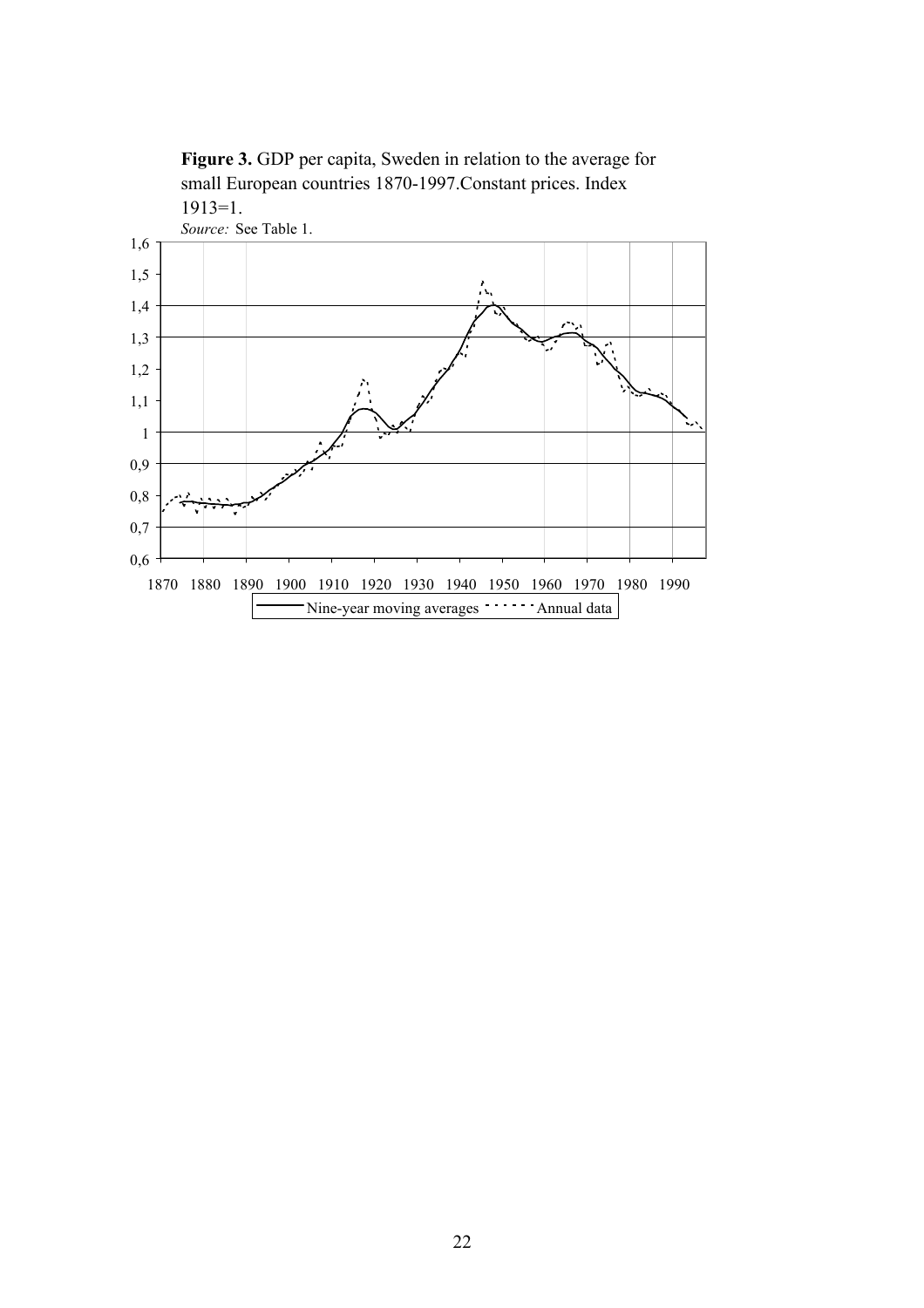**Figure 3.** GDP per capita, Sweden in relation to the average for small European countries 1870-1997.Constant prices. Index 1913=1.

*Source:* See Table 1.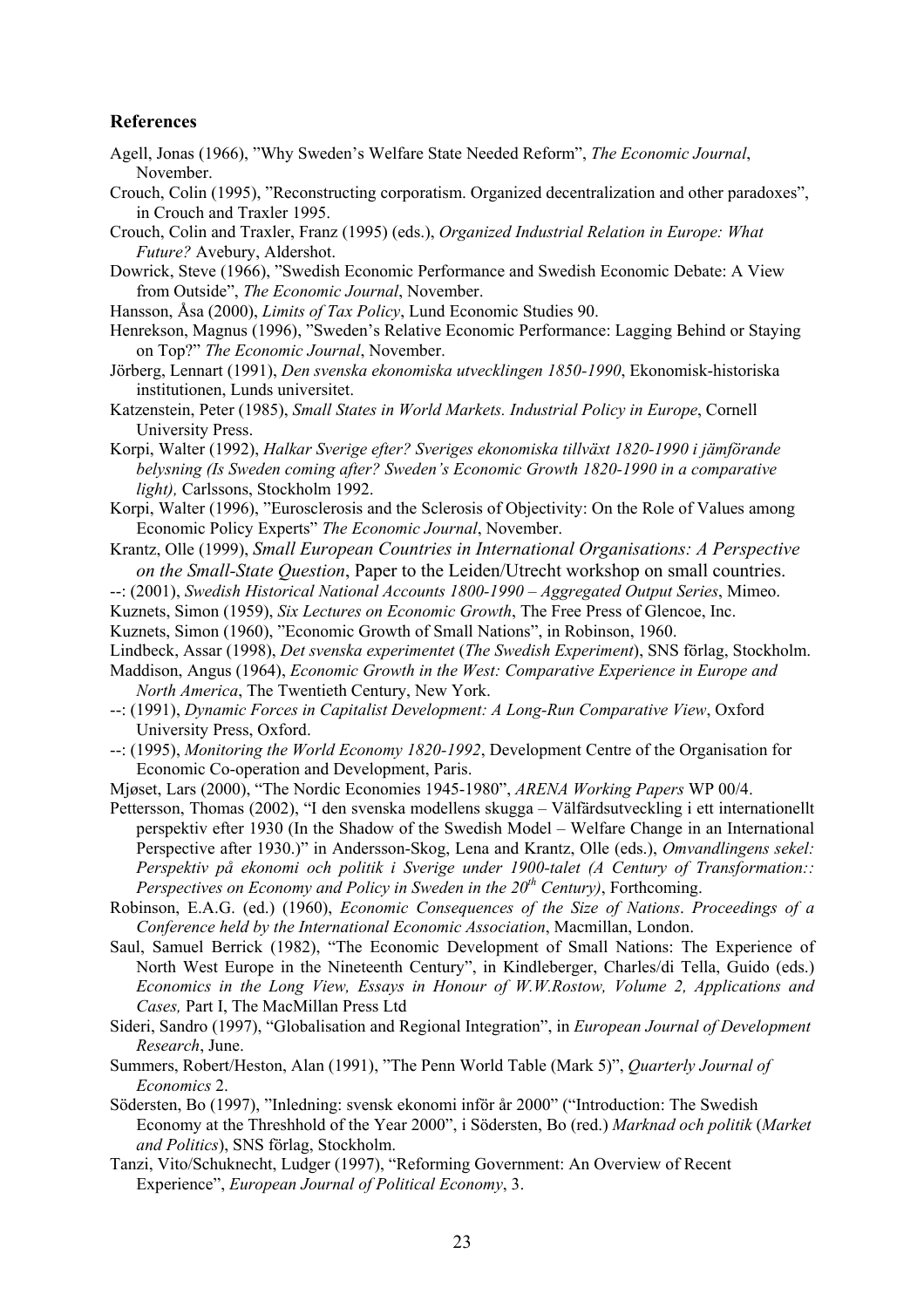## References

Agell, Jonas (1966), "Why Sweden's Welfare State Needed Reform", *The Economic Journal*, November.

Crouch, Colin (1995), "Reconstructing corporatism. Organized decentralization and other paradoxes", in Crouch and Traxler 1995.

Crouch, Colin and Traxler, Franz (1995) (eds.), *Organized Industrial Relation in Europe: What Future?* Avebury, Aldershot.

Dowrick, Steve (1966), "Swedish Economic Performance and Swedish Economic Debate: A View from Outside", *The Economic Journal*, November.

Hansson, Åsa (2000), *Limits of Tax Policy*, Lund Economic Studies 90.

Henrekson, Magnus (1996), "Sweden's Relative Economic Performance: Lagging Behind or Staying on Top?" *The Economic Journal*, November.

Jörberg, Lennart (1991), *Den svenska ekonomiska utvecklingen 1850-1990*, Ekonomisk-historiska institutionen, Lunds universitet.

Katzenstein, Peter (1985), *Small States in World Markets. Industrial Policy in Europe*, Cornell University Press.

Korpi, Walter (1992), *Halkar Sverige efter? Sveriges ekonomiska tillväxt 1820-1990 i jämförande belysning (Is Sweden coming after? Sweden's Economic Growth 1820-1990 in a comparative light),* Carlssons, Stockholm 1992.

Korpi, Walter (1996), "Eurosclerosis and the Sclerosis of Objectivity: On the Role of Values among Economic Policy Experts" *The Economic Journal*, November.

Krantz, Olle (1999), *Small European Countries in International Organisations: A Perspective on the Small-State Question*, Paper to the Leiden/Utrecht workshop on small countries.

--: (2001), *Swedish Historical National Accounts 1800-1990 – Aggregated Output Series*, Mimeo.

Kuznets, Simon (1959), *Six Lectures on Economic Growth*, The Free Press of Glencoe, Inc.

Kuznets, Simon (1960), "Economic Growth of Small Nations", in Robinson, 1960.

Lindbeck, Assar (1998), *Det svenska experimentet* (*The Swedish Experiment*), SNS förlag, Stockholm.

Maddison, Angus (1964), *Economic Growth in the West: Comparative Experience in Europe and North America*, The Twentieth Century, New York.

--: (1991), *Dynamic Forces in Capitalist Development: A Long-Run Comparative View*, Oxford University Press, Oxford.

--: (1995), *Monitoring the World Economy 1820-1992*, Development Centre of the Organisation for Economic Co-operation and Development, Paris.

Mjøset, Lars (2000), "The Nordic Economies 1945-1980", *ARENA Working Papers* WP 00/4.

Pettersson, Thomas (2002), "I den svenska modellens skugga – Välfärdsutveckling i ett internationellt perspektiv efter 1930 (In the Shadow of the Swedish Model – Welfare Change in an International Perspective after 1930.)" in Andersson-Skog, Lena and Krantz, Olle (eds.), *Omvandlingens sekel: Perspektiv på ekonomi och politik i Sverige under 1900-talet (A Century of Transformation:: Perspectives on Economy and Policy in Sweden in the 20th Century)*, Forthcoming.

Robinson, E.A.G. (ed.) (1960), *Economic Consequences of the Size of Nations*. *Proceedings of a Conference held by the International Economic Association*, Macmillan, London.

Saul, Samuel Berrick (1982), "The Economic Development of Small Nations: The Experience of North West Europe in the Nineteenth Century", in Kindleberger, Charles/di Tella, Guido (eds.) *Economics in the Long View, Essays in Honour of W.W.Rostow, Volume 2, Applications and Cases,* Part I, The MacMillan Press Ltd

Sideri, Sandro (1997), "Globalisation and Regional Integration", in *European Journal of Development Research*, June.

Summers, Robert/Heston, Alan (1991), "The Penn World Table (Mark 5)", *Quarterly Journal of Economics* 2.

Södersten, Bo (1997), "Inledning: svensk ekonomi inför år 2000" ("Introduction: The Swedish Economy at the Threshhold of the Year 2000", i Södersten, Bo (red.) *Marknad och politik* (*Market and Politics*), SNS förlag, Stockholm.

Tanzi, Vito/Schuknecht, Ludger (1997), "Reforming Government: An Overview of Recent Experience", *European Journal of Political Economy*, 3.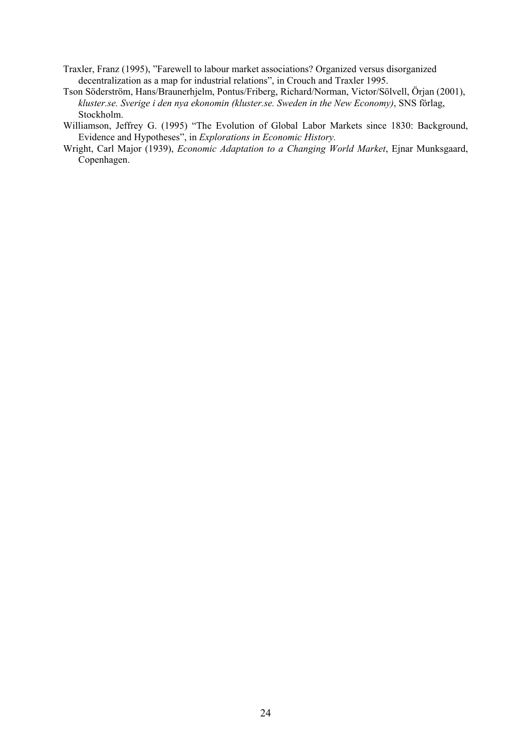Traxler, Franz (1995), ”Farewell to labour market associations? Organized versus disorganized decentralization as a map for industrial relations”, in Crouch and Traxler 1995.

Tson Söderström, Hans/Braunerhjelm, Pontus/Friberg, Richard/Norman, Victor/Sölvell, Örjan (2001), *kluster.se. Sverige i den nya ekonomin (kluster.se. Sweden in the New Economy)*, SNS förlag, Stockholm.

Williamson, Jeffrey G. (1995) “The Evolution of Global Labor Markets since 1830: Background, Evidence and Hypotheses”, in *Explorations in Economic History.*

Wright, Carl Major (1939), *Economic Adaptation to a Changing World Market*, Ejnar Munksgaard, Copenhagen.